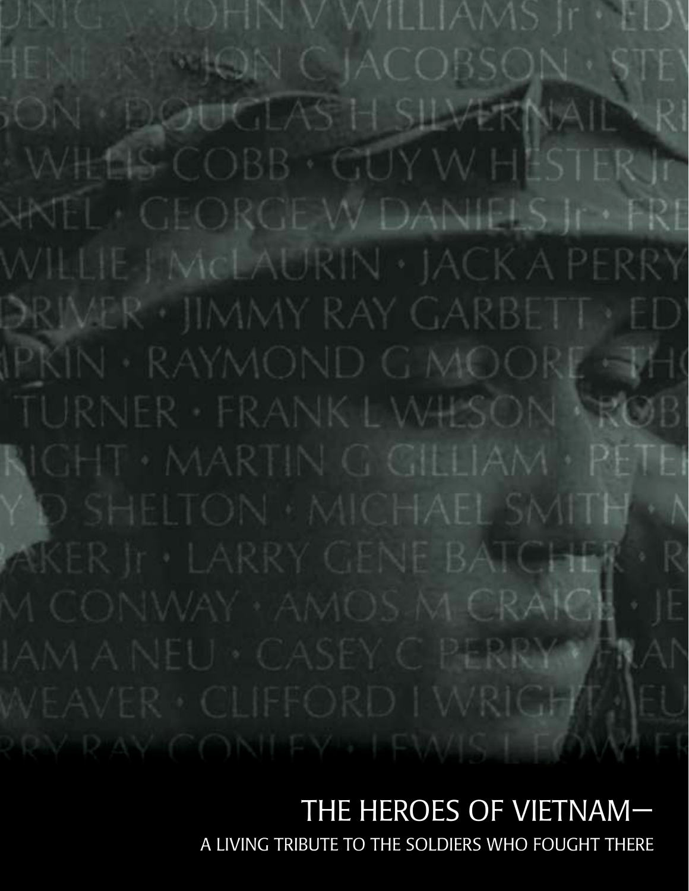# THE HEROES OF VIETNAM–

## A LIVING TRIBUTE TO THE SOLDIERS WHO FOUGHT THERE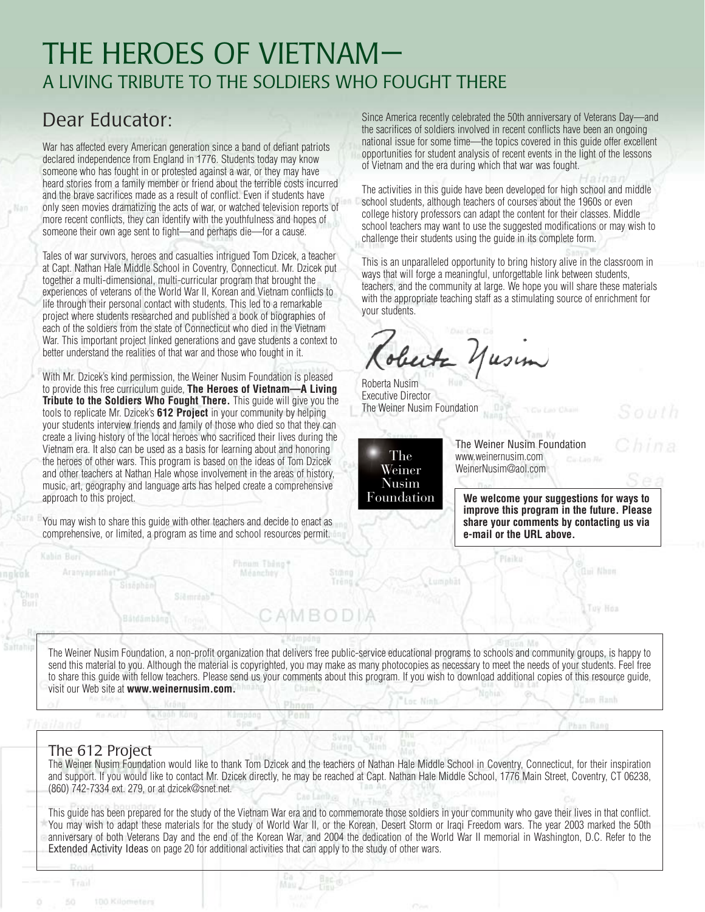# THE HEROES OF VIETNAM—
## A LIVING TRIBUTE TO THE SOLDIERS WHO FOUGHT THERE

## Dear Educator:

War has affected every American generation since a band of defiant patriots declared independence from England in 1776. Students today may know someone who has fought in or protested against a war, or they may have heard stories from a family member or friend about the terrible costs incurred and the brave sacrifices made as a result of conflict. Even if students have only seen movies dramatizing the acts of war, or watched television reports of more recent conflicts, they can identify with the youthfulness and hopes of someone their own age sent to fight—and perhaps die—for a cause.

Tales of war survivors, heroes and casualties intrigued Tom Dzicek, a teacher at Capt. Nathan Hale Middle School in Coventry, Connecticut. Mr. Dzicek put together a multi-dimensional, multi-curricular program that brought the experiences of veterans of the World War II, Korean and Vietnam conflicts to life through their personal contact with students. This led to a remarkable project where students researched and published a book of biographies of each of the soldiers from the state of Connecticut who died in the Vietnam War. This important project linked generations and gave students a context to better understand the realities of that war and those who fought in it.

With Mr. Dzicek's kind permission, the Weiner Nusim Foundation is pleased to provide this free curriculum guide, **The Heroes of Vietnam—A Living Tribute to the Soldiers Who Fought There.** This guide will give you the tools to replicate Mr. Dzicek's **612 Project** in your community by helping your students interview friends and family of those who died so that they can create a living history of the local heroes who sacrificed their lives during the Vietnam era. It also can be used as a basis for learning about and honoring the heroes of other wars. This program is based on the ideas of Tom Dzicek and other teachers at Nathan Hale whose involvement in the areas of history, music, art, geography and language arts has helped create a comprehensive approach to this project.

You may wish to share this guide with other teachers and decide to enact as comprehensive, or limited, a program as time and school resources permit.

Since America recently celebrated the 50th anniversary of Veterans Day—and the sacrifices of soldiers involved in recent conflicts have been an ongoing national issue for some time—the topics covered in this guide offer excellent opportunities for student analysis of recent events in the light of the lessons of Vietnam and the era during which that war was fought.

The activities in this guide have been developed for high school and middle school students, although teachers of courses about the 1960s or even college history professors can adapt the content for their classes. Middle school teachers may want to use the suggested modifications or may wish to challenge their students using the guide in its complete form.

This is an unparalleled opportunity to bring history alive in the classroom in ways that will forge a meaningful, unforgettable link between students, teachers, and the community at large. We hope you will share these materials with the appropriate teaching staff as a stimulating source of enrichment for your students.

Roberta Nusim

Roberta Nusim
Executive Director
The Weiner Nusim Foundation

The Weiner Nusim Foundation

The Weiner Nusim Foundation
www.weinernusim.com
WeinerNusim@aol.com

**We welcome your suggestions for ways to improve this program in the future. Please share your comments by contacting us via e-mail or the URL above.**

The Weiner Nusim Foundation, a non-profit organization that delivers free public-service educational programs to schools and community groups, is happy to send this material to you. Although the material is copyrighted, you may make as many photocopies as necessary to meet the needs of your students. Feel free to share this guide with fellow teachers. Please send us your comments about this program. If you wish to download additional copies of this resource guide, visit our Web site at **www.weinernusim.com.**

## The 612 Project

The Weiner Nusim Foundation would like to thank Tom Dzicek and the teachers of Nathan Hale Middle School in Coventry, Connecticut, for their inspiration and support. If you would like to contact Mr. Dzicek directly, he may be reached at Capt. Nathan Hale Middle School, 1776 Main Street, Coventry, CT 06238, (860) 742-7334 ext. 279, or at dzicek@snet.net.

This guide has been prepared for the study of the Vietnam War era and to commemorate those soldiers in your community who gave their lives in that conflict. You may wish to adapt these materials for the study of World War II, or the Korean, Desert Storm or Iraqi Freedom wars. The year 2003 marked the 50th anniversary of both Veterans Day and the end of the Korean War, and 2004 the dedication of the World War II memorial in Washington, D.C. Refer to the Extended Activity Ideas on page 20 for additional activities that can apply to the study of other wars.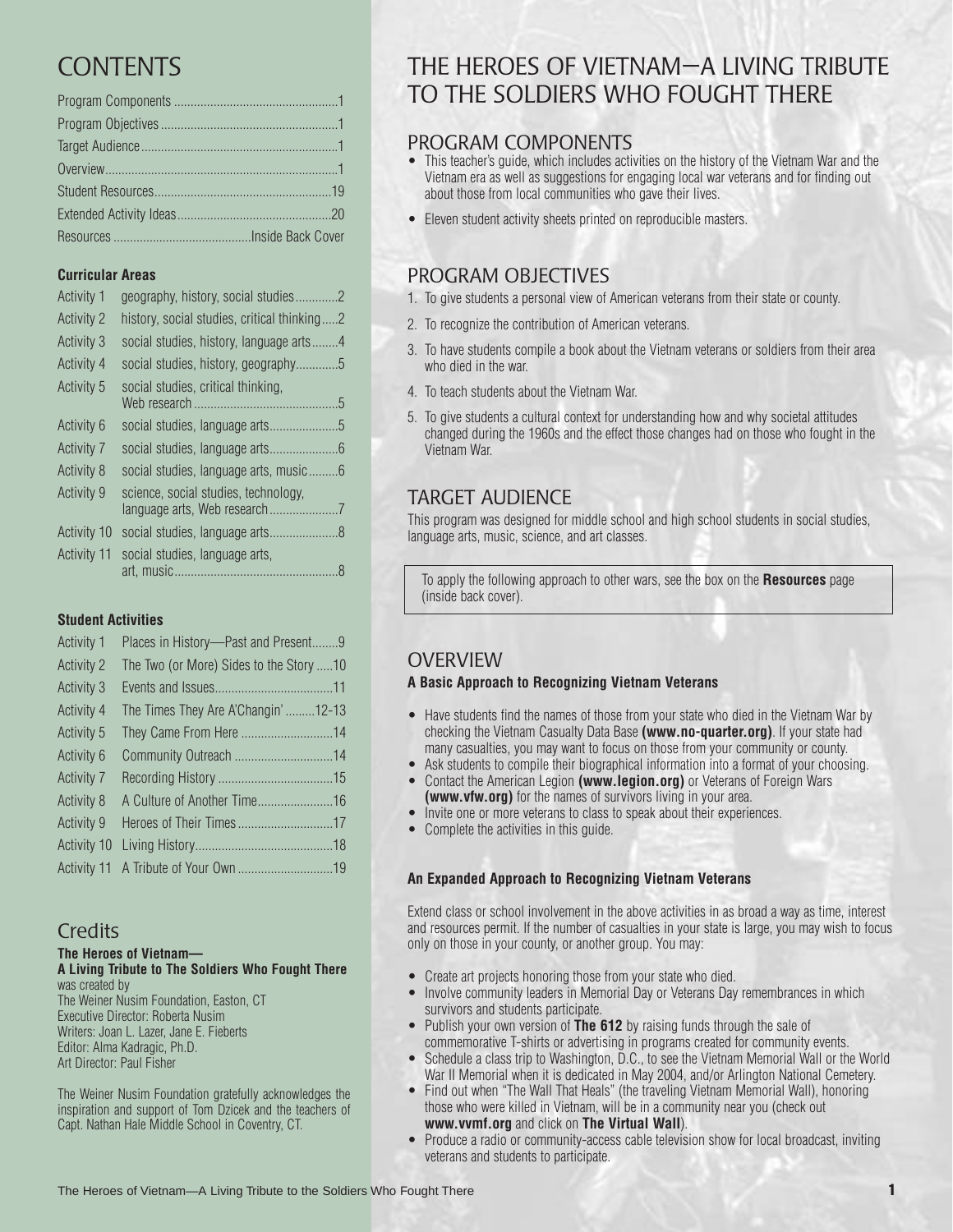# CONTENTS

Program Components ....................................................1
Program Objectives ......................................................1
Target Audience ...........................................................1
Overview.......................................................................1
Student Resources......................................................19
Extended Activity Ideas...............................................20
Resources ..........................................Inside Back Cover

**Curricular Areas**

| | |
|---|---|
| Activity 1 | geography, history, social studies.............2 |
| Activity 2 | history, social studies, critical thinking.....2 |
| Activity 3 | social studies, history, language arts........4 |
| Activity 4 | social studies, history, geography.............5 |
| Activity 5 | social studies, critical thinking, Web research..........................................5 |
| Activity 6 | social studies, language arts.....................5 |
| Activity 7 | social studies, language arts.....................6 |
| Activity 8 | social studies, language arts, music.........6 |
| Activity 9 | science, social studies, technology, language arts, Web research.....................7 |
| Activity 10 | social studies, language arts.....................8 |
| Activity 11 | social studies, language arts, art, music...................................................8 |

**Student Activities**

| | |
|---|---|
| Activity 1 | Places in History—Past and Present........9 |
| Activity 2 | The Two (or More) Sides to the Story .....10 |
| Activity 3 | Events and Issues....................................11 |
| Activity 4 | The Times They Are A'Changin' .........12-13 |
| Activity 5 | They Came From Here ............................14 |
| Activity 6 | Community Outreach ..............................14 |
| Activity 7 | Recording History ...................................15 |
| Activity 8 | A Culture of Another Time.......................16 |
| Activity 9 | Heroes of Their Times.............................17 |
| Activity 10 | Living History..........................................18 |
| Activity 11 | A Tribute of Your Own .............................19 |

## Credits

**The Heroes of Vietnam—**
**A Living Tribute to The Soldiers Who Fought There**
was created by
The Weiner Nusim Foundation, Easton, CT
Executive Director: Roberta Nusim
Writers: Joan L. Lazer, Jane E. Fieberts
Editor: Alma Kadragic, Ph.D.
Art Director: Paul Fisher

The Weiner Nusim Foundation gratefully acknowledges the inspiration and support of Tom Dzicek and the teachers of Capt. Nathan Hale Middle School in Coventry, CT.

# THE HEROES OF VIETNAM—A LIVING TRIBUTE TO THE SOLDIERS WHO FOUGHT THERE

## PROGRAM COMPONENTS

- This teacher's guide, which includes activities on the history of the Vietnam War and the Vietnam era as well as suggestions for engaging local war veterans and for finding out about those from local communities who gave their lives.
- Eleven student activity sheets printed on reproducible masters.

## PROGRAM OBJECTIVES

1. To give students a personal view of American veterans from their state or county.
2. To recognize the contribution of American veterans.
3. To have students compile a book about the Vietnam veterans or soldiers from their area who died in the war.
4. To teach students about the Vietnam War.
5. To give students a cultural context for understanding how and why societal attitudes changed during the 1960s and the effect those changes had on those who fought in the Vietnam War.

## TARGET AUDIENCE

This program was designed for middle school and high school students in social studies, language arts, music, science, and art classes.

> To apply the following approach to other wars, see the box on the **Resources** page (inside back cover).

## OVERVIEW

**A Basic Approach to Recognizing Vietnam Veterans**

- Have students find the names of those from your state who died in the Vietnam War by checking the Vietnam Casualty Data Base **(www.no-quarter.org)**. If your state had many casualties, you may want to focus on those from your community or county.
- Ask students to compile their biographical information into a format of your choosing.
- Contact the American Legion **(www.legion.org)** or Veterans of Foreign Wars **(www.vfw.org)** for the names of survivors living in your area.
- Invite one or more veterans to class to speak about their experiences.
- Complete the activities in this guide.

**An Expanded Approach to Recognizing Vietnam Veterans**

Extend class or school involvement in the above activities in as broad a way as time, interest and resources permit. If the number of casualties in your state is large, you may wish to focus only on those in your county, or another group. You may:

- Create art projects honoring those from your state who died.
- Involve community leaders in Memorial Day or Veterans Day remembrances in which survivors and students participate.
- Publish your own version of **The 612** by raising funds through the sale of commemorative T-shirts or advertising in programs created for community events.
- Schedule a class trip to Washington, D.C., to see the Vietnam Memorial Wall or the World War II Memorial when it is dedicated in May 2004, and/or Arlington National Cemetery.
- Find out when "The Wall That Heals" (the traveling Vietnam Memorial Wall), honoring those who were killed in Vietnam, will be in a community near you (check out **www.vvmf.org** and click on **The Virtual Wall**).
- Produce a radio or community-access cable television show for local broadcast, inviting veterans and students to participate.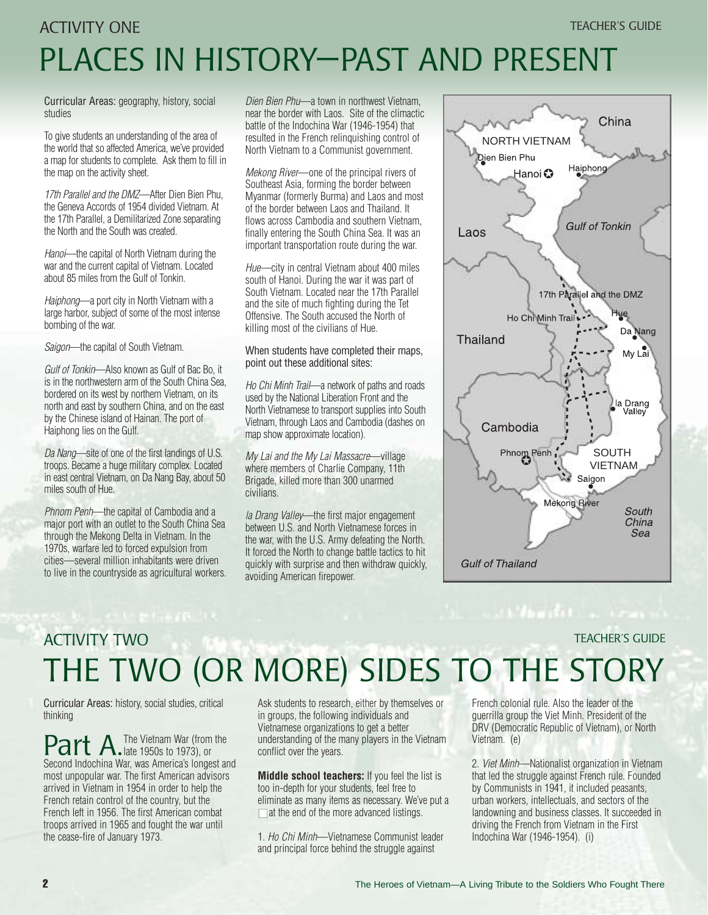ACTIVITY ONE

# PLACES IN HISTORY—PAST AND PRESENT

Curricular Areas: geography, history, social studies

To give students an understanding of the area of the world that so affected America, we've provided a map for students to complete. Ask them to fill in the map on the activity sheet.

*17th Parallel and the DMZ*—After Dien Bien Phu, the Geneva Accords of 1954 divided Vietnam. At the 17th Parallel, a Demilitarized Zone separating the North and the South was created.

*Hanoi*—the capital of North Vietnam during the war and the current capital of Vietnam. Located about 85 miles from the Gulf of Tonkin.

*Haiphong*—a port city in North Vietnam with a large harbor, subject of some of the most intense bombing of the war.

*Saigon*—the capital of South Vietnam.

*Gulf of Tonkin*—Also known as Gulf of Bac Bo, it is in the northwestern arm of the South China Sea, bordered on its west by northern Vietnam, on its north and east by southern China, and on the east by the Chinese island of Hainan. The port of Haiphong lies on the Gulf.

*Da Nang*—site of one of the first landings of U.S. troops. Became a huge military complex. Located in east central Vietnam, on Da Nang Bay, about 50 miles south of Hue.

*Phnom Penh*—the capital of Cambodia and a major port with an outlet to the South China Sea through the Mekong Delta in Vietnam. In the 1970s, warfare led to forced expulsion from cities—several million inhabitants were driven to live in the countryside as agricultural workers.

*Dien Bien Phu*—a town in northwest Vietnam, near the border with Laos. Site of the climactic battle of the Indochina War (1946-1954) that resulted in the French relinquishing control of North Vietnam to a Communist government.

*Mekong River*—one of the principal rivers of Southeast Asia, forming the border between Myanmar (formerly Burma) and Laos and most of the border between Laos and Thailand. It flows across Cambodia and southern Vietnam, finally entering the South China Sea. It was an important transportation route during the war.

*Hue*—city in central Vietnam about 400 miles south of Hanoi. During the war it was part of South Vietnam. Located near the 17th Parallel and the site of much fighting during the Tet Offensive. The South accused the North of killing most of the civilians of Hue.

When students have completed their maps, point out these additional sites:

*Ho Chi Minh Trail*—a network of paths and roads used by the National Liberation Front and the North Vietnamese to transport supplies into South Vietnam, through Laos and Cambodia (dashes on map show approximate location).

*My Lai and the My Lai Massacre*—village where members of Charlie Company, 11th Brigade, killed more than 300 unarmed civilians.

*Ia Drang Valley*—the first major engagement between U.S. and North Vietnamese forces in the war, with the U.S. Army defeating the North. It forced the North to change battle tactics to hit quickly with surprise and then withdraw quickly, avoiding American firepower.

China
NORTH VIETNAM
Dien Bien Phu
Hanoi
Haiphong
Gulf of Tonkin
Laos
17th Parallel and the DMZ
Ho Chi Minh Trail
Hue
Da Nang
My Lai
Thailand
Ia Drang Valley
Cambodia
Phnom Penh
SOUTH VIETNAM
Saigon
Mekong River
South China Sea
Gulf of Thailand

ACTIVITY TWO

# THE TWO (OR MORE) SIDES TO THE STORY

Curricular Areas: history, social studies, critical thinking

**Part A.** The Vietnam War (from the late 1950s to 1973), or Second Indochina War, was America's longest and most unpopular war. The first American advisors arrived in Vietnam in 1954 in order to help the French retain control of the country, but the French left in 1956. The first American combat troops arrived in 1965 and fought the war until the cease-fire of January 1973.

Ask students to research, either by themselves or in groups, the following individuals and Vietnamese organizations to get a better understanding of the many players in the Vietnam conflict over the years.

**Middle school teachers:** If you feel the list is too in-depth for your students, feel free to eliminate as many items as necessary. We've put a ☐ at the end of the more advanced listings.

1. *Ho Chi Minh*—Vietnamese Communist leader and principal force behind the struggle against French colonial rule. Also the leader of the guerrilla group the Viet Minh. President of the DRV (Democratic Republic of Vietnam), or North Vietnam. (e)

2. *Viet Minh*—Nationalist organization in Vietnam that led the struggle against French rule. Founded by Communists in 1941, it included peasants, urban workers, intellectuals, and sectors of the landowning and business classes. It succeeded in driving the French from Vietnam in the First Indochina War (1946-1954). (i)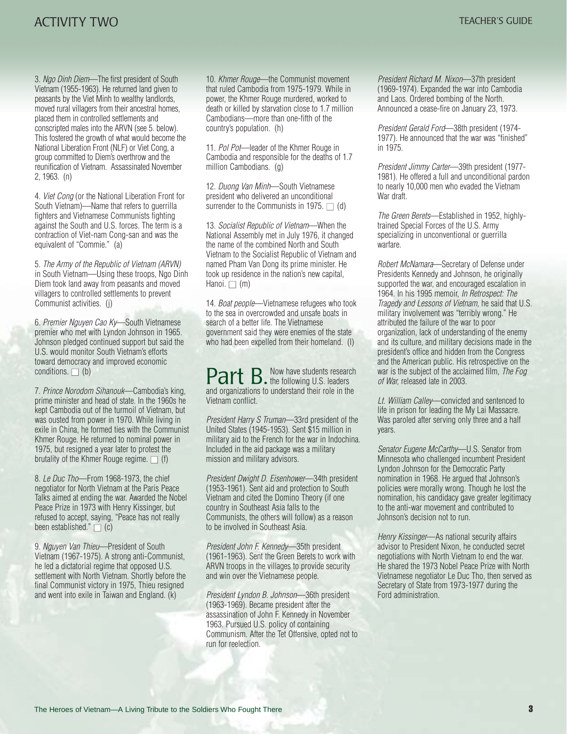3. *Ngo Dinh Diem*—The first president of South Vietnam (1955-1963). He returned land given to peasants by the Viet Minh to wealthy landlords, moved rural villagers from their ancestral homes, placed them in controlled settlements and conscripted males into the ARVN (see 5. below). This fostered the growth of what would become the National Liberation Front (NLF) or Viet Cong, a group committed to Diem's overthrow and the reunification of Vietnam. Assassinated November 2, 1963. (n)

4. *Viet Cong* (or the National Liberation Front for South Vietnam)—Name that refers to guerrilla fighters and Vietnamese Communists fighting against the South and U.S. forces. The term is a contraction of Viet-nam Cong-san and was the equivalent of "Commie." (a)

5. *The Army of the Republic of Vietnam (ARVN)* in South Vietnam—Using these troops, Ngo Dinh Diem took land away from peasants and moved villagers to controlled settlements to prevent Communist activities. (j)

6. *Premier Nguyen Cao Ky*—South Vietnamese premier who met with Lyndon Johnson in 1965. Johnson pledged continued support but said the U.S. would monitor South Vietnam's efforts toward democracy and improved economic conditions. ☐ (b)

7. *Prince Norodom Sihanouk*—Cambodia's king, prime minister and head of state. In the 1960s he kept Cambodia out of the turmoil of Vietnam, but was ousted from power in 1970. While living in exile in China, he formed ties with the Communist Khmer Rouge. He returned to nominal power in 1975, but resigned a year later to protest the brutality of the Khmer Rouge regime. ☐ (f)

8. *Le Duc Tho*—From 1968-1973, the chief negotiator for North Vietnam at the Paris Peace Talks aimed at ending the war. Awarded the Nobel Peace Prize in 1973 with Henry Kissinger, but refused to accept, saying, "Peace has not really been established." ☐ (c)

9. *Nguyen Van Thieu*—President of South Vietnam (1967-1975). A strong anti-Communist, he led a dictatorial regime that opposed U.S. settlement with North Vietnam. Shortly before the final Communist victory in 1975, Thieu resigned and went into exile in Taiwan and England. (k)

10. *Khmer Rouge*—the Communist movement that ruled Cambodia from 1975-1979. While in power, the Khmer Rouge murdered, worked to death or killed by starvation close to 1.7 million Cambodians—more than one-fifth of the country's population. (h)

11. *Pol Pot*—leader of the Khmer Rouge in Cambodia and responsible for the deaths of 1.7 million Cambodians. (g)

12. *Duong Van Minh*—South Vietnamese president who delivered an unconditional surrender to the Communists in 1975. ☐ (d)

13. *Socialist Republic of Vietnam*—When the National Assembly met in July 1976, it changed the name of the combined North and South Vietnam to the Socialist Republic of Vietnam and named Pham Van Dong its prime minister. He took up residence in the nation's new capital, Hanoi. ☐ (m)

14. *Boat people*—Vietnamese refugees who took to the sea in overcrowded and unsafe boats in search of a better life. The Vietnamese government said they were enemies of the state who had been expelled from their homeland. (l)

## Part B.

Now have students research the following U.S. leaders and organizations to understand their role in the Vietnam conflict.

*President Harry S Truman*—33rd president of the United States (1945-1953). Sent $15 million in military aid to the French for the war in Indochina. Included in the aid package was a military mission and military advisors.

*President Dwight D. Eisenhower*—34th president (1953-1961). Sent aid and protection to South Vietnam and cited the Domino Theory (if one country in Southeast Asia falls to the Communists, the others will follow) as a reason to be involved in Southeast Asia.

*President John F. Kennedy*—35th president (1961-1963). Sent the Green Berets to work with ARVN troops in the villages to provide security and win over the Vietnamese people.

*President Lyndon B. Johnson*—36th president (1963-1969). Became president after the assassination of John F. Kennedy in November 1963. Pursued U.S. policy of containing Communism. After the Tet Offensive, opted not to run for reelection.

*President Richard M. Nixon*—37th president (1969-1974). Expanded the war into Cambodia and Laos. Ordered bombing of the North. Announced a cease-fire on January 23, 1973.

*President Gerald Ford*—38th president (1974-1977). He announced that the war was "finished" in 1975.

*President Jimmy Carter*—39th president (1977-1981). He offered a full and unconditional pardon to nearly 10,000 men who evaded the Vietnam War draft.

*The Green Berets*—Established in 1952, highly-trained Special Forces of the U.S. Army specializing in unconventional or guerrilla warfare.

*Robert McNamara*—Secretary of Defense under Presidents Kennedy and Johnson, he originally supported the war, and encouraged escalation in 1964. In his 1995 memoir, *In Retrospect: The Tragedy and Lessons of Vietnam,* he said that U.S. military involvement was "terribly wrong." He attributed the failure of the war to poor organization, lack of understanding of the enemy and its culture, and military decisions made in the president's office and hidden from the Congress and the American public. His retrospective on the war is the subject of the acclaimed film, *The Fog of War,* released late in 2003.

*Lt. William Calley*—convicted and sentenced to life in prison for leading the My Lai Massacre. Was paroled after serving only three and a half years.

*Senator Eugene McCarthy*—U.S. Senator from Minnesota who challenged incumbent President Lyndon Johnson for the Democratic Party nomination in 1968. He argued that Johnson's policies were morally wrong. Though he lost the nomination, his candidacy gave greater legitimacy to the anti-war movement and contributed to Johnson's decision not to run.

*Henry Kissinger*—As national security affairs advisor to President Nixon, he conducted secret negotiations with North Vietnam to end the war. He shared the 1973 Nobel Peace Prize with North Vietnamese negotiator Le Duc Tho, then served as Secretary of State from 1973-1977 during the Ford administration.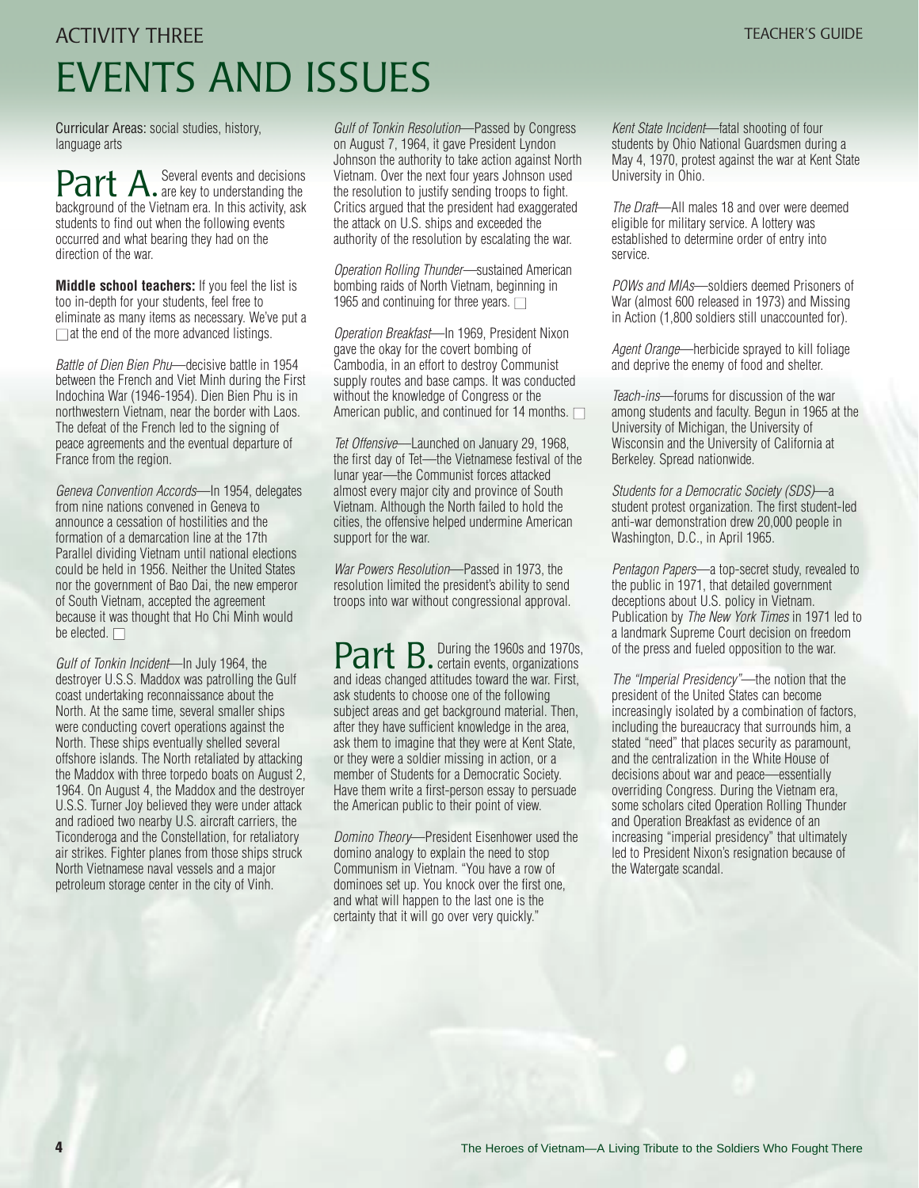ACTIVITY THREE

# EVENTS AND ISSUES

Curricular Areas: social studies, history, language arts

## Part A.

Several events and decisions are key to understanding the background of the Vietnam era. In this activity, ask students to find out when the following events occurred and what bearing they had on the direction of the war.

**Middle school teachers:** If you feel the list is too in-depth for your students, feel free to eliminate as many items as necessary. We've put a ☐ at the end of the more advanced listings.

*Battle of Dien Bien Phu*—decisive battle in 1954 between the French and Viet Minh during the First Indochina War (1946-1954). Dien Bien Phu is in northwestern Vietnam, near the border with Laos. The defeat of the French led to the signing of peace agreements and the eventual departure of France from the region.

*Geneva Convention Accords*—In 1954, delegates from nine nations convened in Geneva to announce a cessation of hostilities and the formation of a demarcation line at the 17th Parallel dividing Vietnam until national elections could be held in 1956. Neither the United States nor the government of Bao Dai, the new emperor of South Vietnam, accepted the agreement because it was thought that Ho Chi Minh would be elected. ☐

*Gulf of Tonkin Incident*—In July 1964, the destroyer U.S.S. Maddox was patrolling the Gulf coast undertaking reconnaissance about the North. At the same time, several smaller ships were conducting covert operations against the North. These ships eventually shelled several offshore islands. The North retaliated by attacking the Maddox with three torpedo boats on August 2, 1964. On August 4, the Maddox and the destroyer U.S.S. Turner Joy believed they were under attack and radioed two nearby U.S. aircraft carriers, the Ticonderoga and the Constellation, for retaliatory air strikes. Fighter planes from those ships struck North Vietnamese naval vessels and a major petroleum storage center in the city of Vinh.

*Gulf of Tonkin Resolution*—Passed by Congress on August 7, 1964, it gave President Lyndon Johnson the authority to take action against North Vietnam. Over the next four years Johnson used the resolution to justify sending troops to fight. Critics argued that the president had exaggerated the attack on U.S. ships and exceeded the authority of the resolution by escalating the war.

*Operation Rolling Thunder*—sustained American bombing raids of North Vietnam, beginning in 1965 and continuing for three years. ☐

*Operation Breakfast*—In 1969, President Nixon gave the okay for the covert bombing of Cambodia, in an effort to destroy Communist supply routes and base camps. It was conducted without the knowledge of Congress or the American public, and continued for 14 months. ☐

*Tet Offensive*—Launched on January 29, 1968, the first day of Tet—the Vietnamese festival of the lunar year—the Communist forces attacked almost every major city and province of South Vietnam. Although the North failed to hold the cities, the offensive helped undermine American support for the war.

*War Powers Resolution*—Passed in 1973, the resolution limited the president's ability to send troops into war without congressional approval.

## Part B.

During the 1960s and 1970s, certain events, organizations and ideas changed attitudes toward the war. First, ask students to choose one of the following subject areas and get background material. Then, after they have sufficient knowledge in the area, ask them to imagine that they were at Kent State, or they were a soldier missing in action, or a member of Students for a Democratic Society. Have them write a first-person essay to persuade the American public to their point of view.

*Domino Theory*—President Eisenhower used the domino analogy to explain the need to stop Communism in Vietnam. "You have a row of dominoes set up. You knock over the first one, and what will happen to the last one is the certainty that it will go over very quickly."

*Kent State Incident*—fatal shooting of four students by Ohio National Guardsmen during a May 4, 1970, protest against the war at Kent State University in Ohio.

*The Draft*—All males 18 and over were deemed eligible for military service. A lottery was established to determine order of entry into service.

*POWs and MIAs*—soldiers deemed Prisoners of War (almost 600 released in 1973) and Missing in Action (1,800 soldiers still unaccounted for).

*Agent Orange*—herbicide sprayed to kill foliage and deprive the enemy of food and shelter.

*Teach-ins*—forums for discussion of the war among students and faculty. Begun in 1965 at the University of Michigan, the University of Wisconsin and the University of California at Berkeley. Spread nationwide.

*Students for a Democratic Society (SDS)*—a student protest organization. The first student-led anti-war demonstration drew 20,000 people in Washington, D.C., in April 1965.

*Pentagon Papers*—a top-secret study, revealed to the public in 1971, that detailed government deceptions about U.S. policy in Vietnam. Publication by *The New York Times* in 1971 led to a landmark Supreme Court decision on freedom of the press and fueled opposition to the war.

*The "Imperial Presidency"*—the notion that the president of the United States can become increasingly isolated by a combination of factors, including the bureaucracy that surrounds him, a stated "need" that places security as paramount, and the centralization in the White House of decisions about war and peace—essentially overriding Congress. During the Vietnam era, some scholars cited Operation Rolling Thunder and Operation Breakfast as evidence of an increasing "imperial presidency" that ultimately led to President Nixon's resignation because of the Watergate scandal.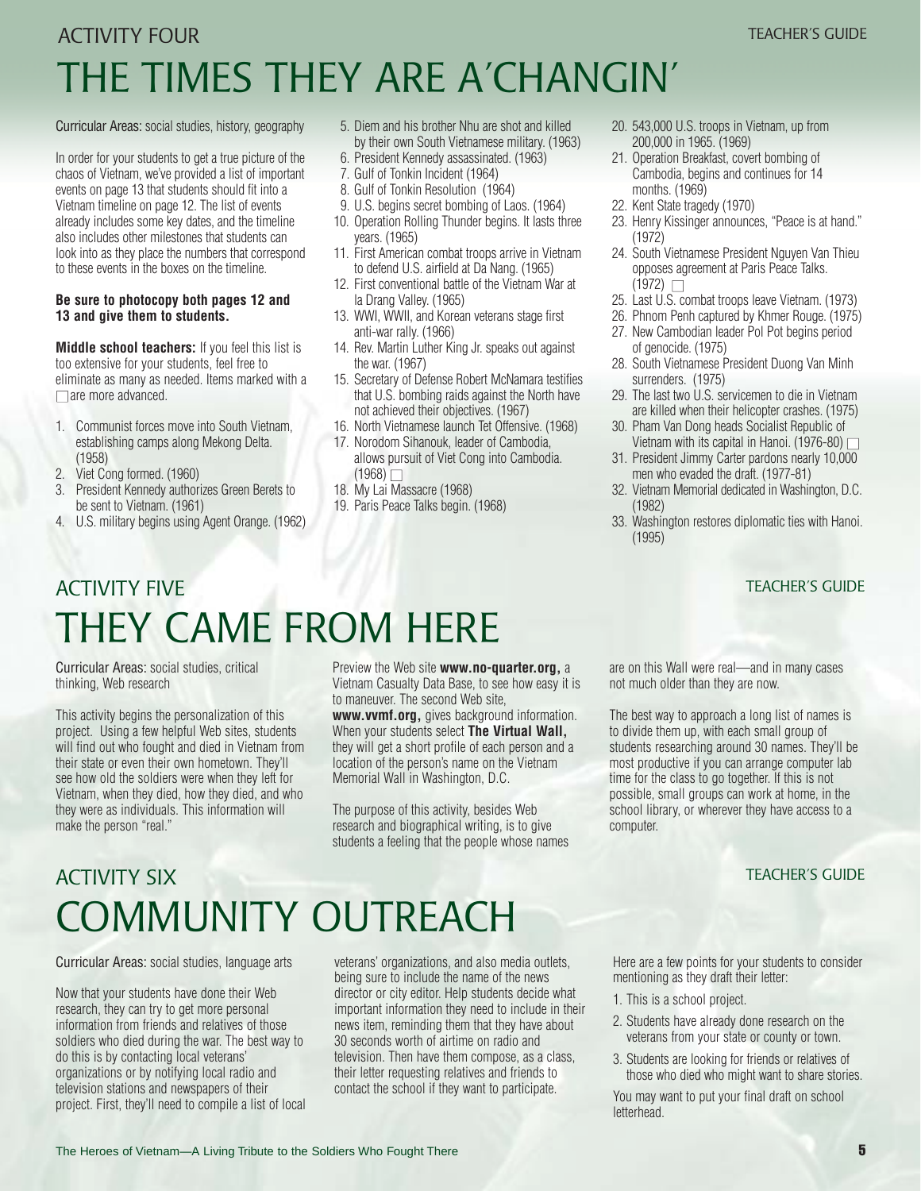ACTIVITY FOUR

# THE TIMES THEY ARE A'CHANGIN'

TEACHER'S GUIDE

Curricular Areas: social studies, history, geography

In order for your students to get a true picture of the chaos of Vietnam, we've provided a list of important events on page 13 that students should fit into a Vietnam timeline on page 12. The list of events already includes some key dates, and the timeline also includes other milestones that students can look into as they place the numbers that correspond to these events in the boxes on the timeline.

**Be sure to photocopy both pages 12 and 13 and give them to students.**

**Middle school teachers:** If you feel this list is too extensive for your students, feel free to eliminate as many as needed. Items marked with a ☐ are more advanced.

1. Communist forces move into South Vietnam, establishing camps along Mekong Delta. (1958)
2. Viet Cong formed. (1960)
3. President Kennedy authorizes Green Berets to be sent to Vietnam. (1961)
4. U.S. military begins using Agent Orange. (1962)
5. Diem and his brother Nhu are shot and killed by their own South Vietnamese military. (1963)
6. President Kennedy assassinated. (1963)
7. Gulf of Tonkin Incident (1964)
8. Gulf of Tonkin Resolution (1964)
9. U.S. begins secret bombing of Laos. (1964)
10. Operation Rolling Thunder begins. It lasts three years. (1965)
11. First American combat troops arrive in Vietnam to defend U.S. airfield at Da Nang. (1965)
12. First conventional battle of the Vietnam War at la Drang Valley. (1965)
13. WWI, WWII, and Korean veterans stage first anti-war rally. (1966)
14. Rev. Martin Luther King Jr. speaks out against the war. (1967)
15. Secretary of Defense Robert McNamara testifies that U.S. bombing raids against the North have not achieved their objectives. (1967)
16. North Vietnamese launch Tet Offensive. (1968)
17. Norodom Sihanouk, leader of Cambodia, allows pursuit of Viet Cong into Cambodia. (1968) ☐
18. My Lai Massacre (1968)
19. Paris Peace Talks begin. (1968)
20. 543,000 U.S. troops in Vietnam, up from 200,000 in 1965. (1969)
21. Operation Breakfast, covert bombing of Cambodia, begins and continues for 14 months. (1969)
22. Kent State tragedy (1970)
23. Henry Kissinger announces, "Peace is at hand." (1972)
24. South Vietnamese President Nguyen Van Thieu opposes agreement at Paris Peace Talks. (1972) ☐
25. Last U.S. combat troops leave Vietnam. (1973)
26. Phnom Penh captured by Khmer Rouge. (1975)
27. New Cambodian leader Pol Pot begins period of genocide. (1975)
28. South Vietnamese President Duong Van Minh surrenders. (1975)
29. The last two U.S. servicemen to die in Vietnam are killed when their helicopter crashes. (1975)
30. Pham Van Dong heads Socialist Republic of Vietnam with its capital in Hanoi. (1976-80) ☐
31. President Jimmy Carter pardons nearly 10,000 men who evaded the draft. (1977-81)
32. Vietnam Memorial dedicated in Washington, D.C. (1982)
33. Washington restores diplomatic ties with Hanoi. (1995)

ACTIVITY FIVE

# THEY CAME FROM HERE

TEACHER'S GUIDE

Curricular Areas: social studies, critical thinking, Web research

This activity begins the personalization of this project. Using a few helpful Web sites, students will find out who fought and died in Vietnam from their state or even their own hometown. They'll see how old the soldiers were when they left for Vietnam, when they died, how they died, and who they were as individuals. This information will make the person "real."

Preview the Web site **www.no-quarter.org,** a Vietnam Casualty Data Base, to see how easy it is to maneuver. The second Web site, **www.vvmf.org,** gives background information. When your students select **The Virtual Wall,** they will get a short profile of each person and a location of the person's name on the Vietnam Memorial Wall in Washington, D.C.

The purpose of this activity, besides Web research and biographical writing, is to give students a feeling that the people whose names are on this Wall were real—and in many cases not much older than they are now.

The best way to approach a long list of names is to divide them up, with each small group of students researching around 30 names. They'll be most productive if you can arrange computer lab time for the class to go together. If this is not possible, small groups can work at home, in the school library, or wherever they have access to a computer.

ACTIVITY SIX

# COMMUNITY OUTREACH

TEACHER'S GUIDE

Curricular Areas: social studies, language arts

Now that your students have done their Web research, they can try to get more personal information from friends and relatives of those soldiers who died during the war. The best way to do this is by contacting local veterans' organizations or by notifying local radio and television stations and newspapers of their project. First, they'll need to compile a list of local veterans' organizations, and also media outlets, being sure to include the name of the news director or city editor. Help students decide what important information they need to include in their news item, reminding them that they have about 30 seconds worth of airtime on radio and television. Then have them compose, as a class, their letter requesting relatives and friends to contact the school if they want to participate.

Here are a few points for your students to consider mentioning as they draft their letter:

1. This is a school project.
2. Students have already done research on the veterans from your state or county or town.
3. Students are looking for friends or relatives of those who died who might want to share stories.

You may want to put your final draft on school letterhead.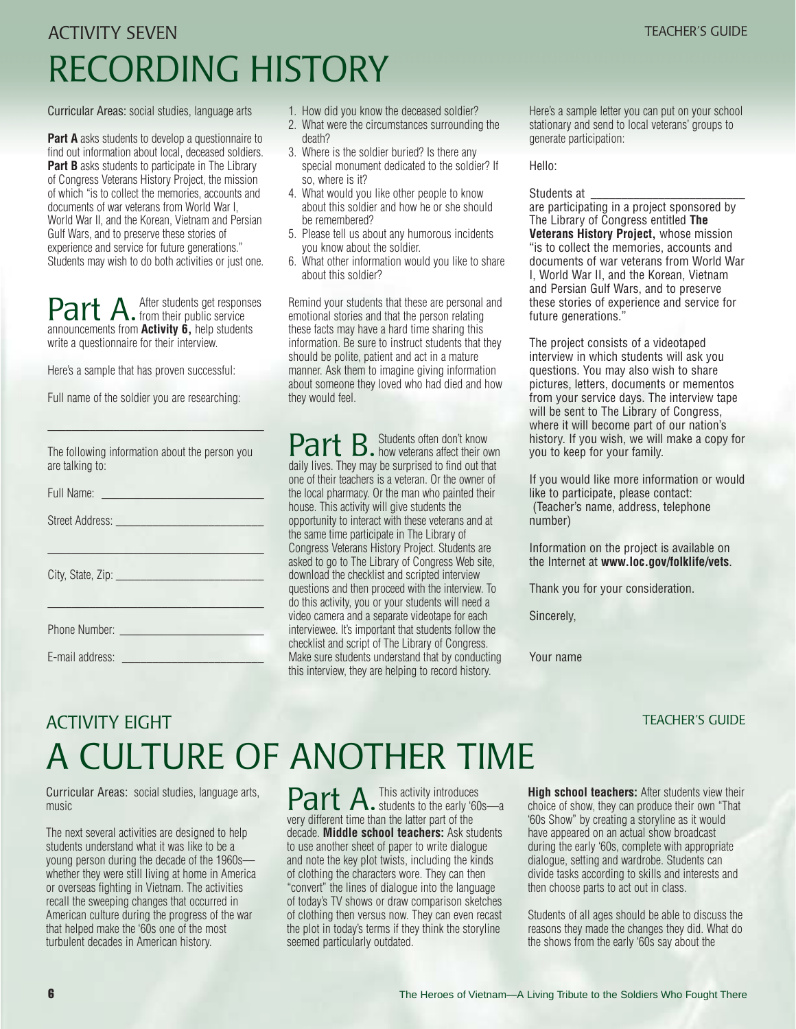## ACTIVITY SEVEN

# RECORDING HISTORY

Curricular Areas: social studies, language arts

**Part A** asks students to develop a questionnaire to find out information about local, deceased soldiers. **Part B** asks students to participate in The Library of Congress Veterans History Project, the mission of which "is to collect the memories, accounts and documents of war veterans from World War I, World War II, and the Korean, Vietnam and Persian Gulf Wars, and to preserve these stories of experience and service for future generations." Students may wish to do both activities or just one.

**Part A.** After students get responses from their public service announcements from **Activity 6,** help students write a questionnaire for their interview.

Here's a sample that has proven successful:

Full name of the soldier you are researching:

___________________________________

The following information about the person you are talking to:

Full Name: ___________________________

Street Address: _________________________

___________________________________

City, State, Zip: _________________________

___________________________________

Phone Number: ________________________

E-mail address: ________________________

1. How did you know the deceased soldier?
2. What were the circumstances surrounding the death?
3. Where is the soldier buried? Is there any special monument dedicated to the soldier? If so, where is it?
4. What would you like other people to know about this soldier and how he or she should be remembered?
5. Please tell us about any humorous incidents you know about the soldier.
6. What other information would you like to share about this soldier?

Remind your students that these are personal and emotional stories and that the person relating these facts may have a hard time sharing this information. Be sure to instruct students that they should be polite, patient and act in a mature manner. Ask them to imagine giving information about someone they loved who had died and how they would feel.

**Part B.** Students often don't know how veterans affect their own daily lives. They may be surprised to find out that one of their teachers is a veteran. Or the owner of the local pharmacy. Or the man who painted their house. This activity will give students the opportunity to interact with these veterans and at the same time participate in The Library of Congress Veterans History Project. Students are asked to go to The Library of Congress Web site, download the checklist and scripted interview questions and then proceed with the interview. To do this activity, you or your students will need a video camera and a separate videotape for each interviewee. It's important that students follow the checklist and script of The Library of Congress. Make sure students understand that by conducting this interview, they are helping to record history.

Here's a sample letter you can put on your school stationary and send to local veterans' groups to generate participation:

Hello:

Students at ________________________ are participating in a project sponsored by The Library of Congress entitled **The Veterans History Project,** whose mission "is to collect the memories, accounts and documents of war veterans from World War I, World War II, and the Korean, Vietnam and Persian Gulf Wars, and to preserve these stories of experience and service for future generations."

The project consists of a videotaped interview in which students will ask you questions. You may also wish to share pictures, letters, documents or mementos from your service days. The interview tape will be sent to The Library of Congress, where it will become part of our nation's history. If you wish, we will make a copy for you to keep for your family.

If you would like more information or would like to participate, please contact:
(Teacher's name, address, telephone number)

Information on the project is available on the Internet at **www.loc.gov/folklife/vets**.

Thank you for your consideration.

Sincerely,

Your name

## ACTIVITY EIGHT

# A CULTURE OF ANOTHER TIME

Curricular Areas: social studies, language arts, music

The next several activities are designed to help students understand what it was like to be a young person during the decade of the 1960s—whether they were still living at home in America or overseas fighting in Vietnam. The activities recall the sweeping changes that occurred in American culture during the progress of the war that helped make the '60s one of the most turbulent decades in American history.

**Part A.** This activity introduces students to the early '60s—a very different time than the latter part of the decade. **Middle school teachers:** Ask students to use another sheet of paper to write dialogue and note the key plot twists, including the kinds of clothing the characters wore. They can then "convert" the lines of dialogue into the language of today's TV shows or draw comparison sketches of clothing then versus now. They can even recast the plot in today's terms if they think the storyline seemed particularly outdated.

**High school teachers:** After students view their choice of show, they can produce their own "That '60s Show" by creating a storyline as it would have appeared on an actual show broadcast during the early '60s, complete with appropriate dialogue, setting and wardrobe. Students can divide tasks according to skills and interests and then choose parts to act out in class.

Students of all ages should be able to discuss the reasons they made the changes they did. What do the shows from the early '60s say about the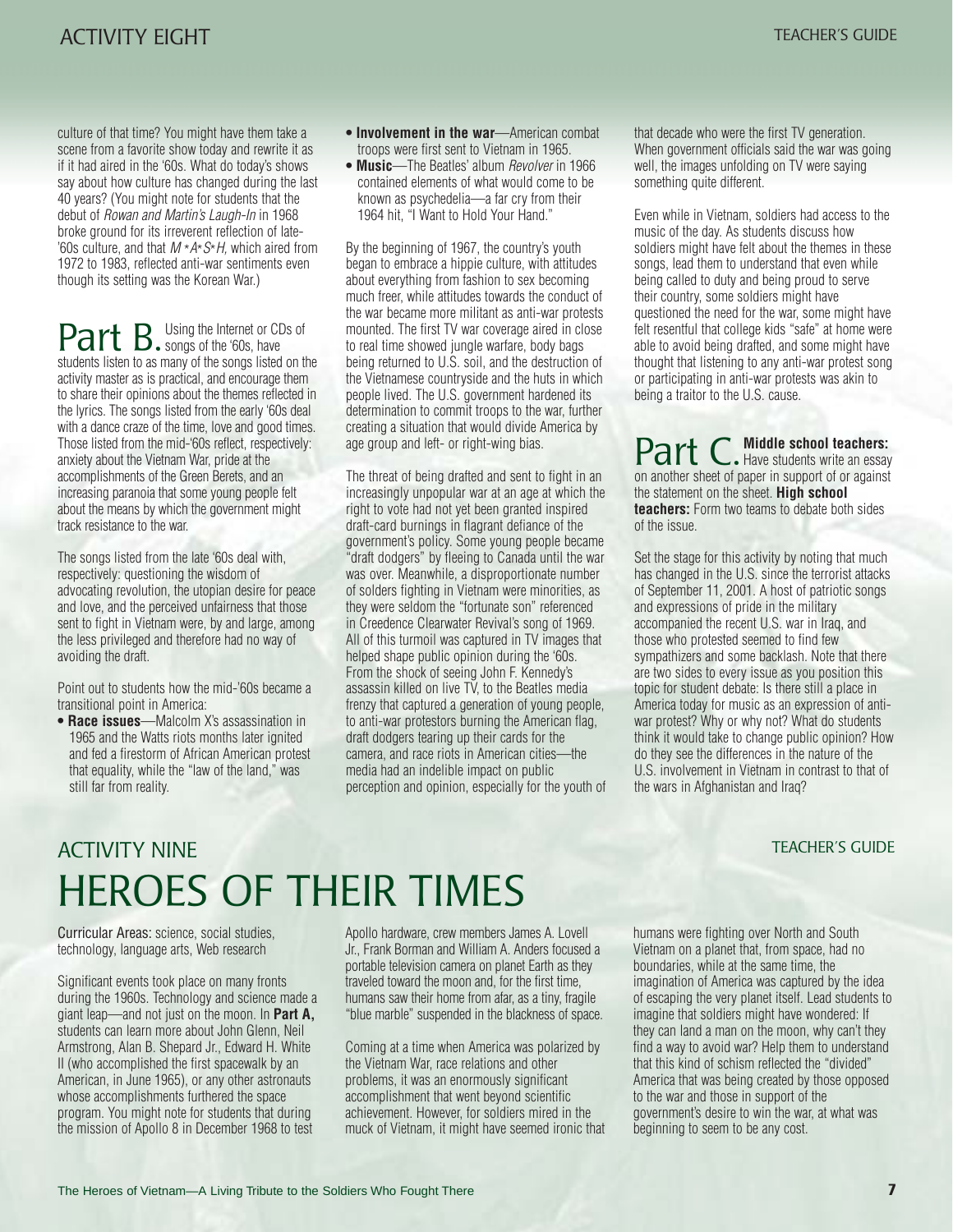culture of that time? You might have them take a scene from a favorite show today and rewrite it as if it had aired in the '60s. What do today's shows say about how culture has changed during the last 40 years? (You might note for students that the debut of *Rowan and Martin's Laugh-In* in 1968 broke ground for its irreverent reflection of late-'60s culture, and that *M*A*S*H*, which aired from 1972 to 1983, reflected anti-war sentiments even though its setting was the Korean War.)

**Part B.** Using the Internet or CDs of songs of the '60s, have students listen to as many of the songs listed on the activity master as is practical, and encourage them to share their opinions about the themes reflected in the lyrics. The songs listed from the early '60s deal with a dance craze of the time, love and good times. Those listed from the mid-'60s reflect, respectively: anxiety about the Vietnam War, pride at the accomplishments of the Green Berets, and an increasing paranoia that some young people felt about the means by which the government might track resistance to the war.

The songs listed from the late '60s deal with, respectively: questioning the wisdom of advocating revolution, the utopian desire for peace and love, and the perceived unfairness that those sent to fight in Vietnam were, by and large, among the less privileged and therefore had no way of avoiding the draft.

Point out to students how the mid-'60s became a transitional point in America:

- **Race issues**—Malcolm X's assassination in 1965 and the Watts riots months later ignited and fed a firestorm of African American protest that equality, while the "law of the land," was still far from reality.
- **Involvement in the war**—American combat troops were first sent to Vietnam in 1965.
- **Music**—The Beatles' album *Revolver* in 1966 contained elements of what would come to be known as psychedelia—a far cry from their 1964 hit, "I Want to Hold Your Hand."

By the beginning of 1967, the country's youth began to embrace a hippie culture, with attitudes about everything from fashion to sex becoming much freer, while attitudes towards the conduct of the war became more militant as anti-war protests mounted. The first TV war coverage aired in close to real time showed jungle warfare, body bags being returned to U.S. soil, and the destruction of the Vietnamese countryside and the huts in which people lived. The U.S. government hardened its determination to commit troops to the war, further creating a situation that would divide America by age group and left- or right-wing bias.

The threat of being drafted and sent to fight in an increasingly unpopular war at an age at which the right to vote had not yet been granted inspired draft-card burnings in flagrant defiance of the government's policy. Some young people became "draft dodgers" by fleeing to Canada until the war was over. Meanwhile, a disproportionate number of solders fighting in Vietnam were minorities, as they were seldom the "fortunate son" referenced in Creedence Clearwater Revival's song of 1969. All of this turmoil was captured in TV images that helped shape public opinion during the '60s. From the shock of seeing John F. Kennedy's assassin killed on live TV, to the Beatles media frenzy that captured a generation of young people, to anti-war protestors burning the American flag, draft dodgers tearing up their cards for the camera, and race riots in American cities—the media had an indelible impact on public perception and opinion, especially for the youth of that decade who were the first TV generation. When government officials said the war was going well, the images unfolding on TV were saying something quite different.

Even while in Vietnam, soldiers had access to the music of the day. As students discuss how soldiers might have felt about the themes in these songs, lead them to understand that even while being called to duty and being proud to serve their country, some soldiers might have questioned the need for the war, some might have felt resentful that college kids "safe" at home were able to avoid being drafted, and some might have thought that listening to any anti-war protest song or participating in anti-war protests was akin to being a traitor to the U.S. cause.

**Part C.** **Middle school teachers:** Have students write an essay on another sheet of paper in support of or against the statement on the sheet. **High school teachers:** Form two teams to debate both sides of the issue.

Set the stage for this activity by noting that much has changed in the U.S. since the terrorist attacks of September 11, 2001. A host of patriotic songs and expressions of pride in the military accompanied the recent U.S. war in Iraq, and those who protested seemed to find few sympathizers and some backlash. Note that there are two sides to every issue as you position this topic for student debate: Is there still a place in America today for music as an expression of anti-war protest? Why or why not? What do students think it would take to change public opinion? How do they see the differences in the nature of the U.S. involvement in Vietnam in contrast to that of the wars in Afghanistan and Iraq?

## ACTIVITY NINE

# HEROES OF THEIR TIMES

Curricular Areas: science, social studies, technology, language arts, Web research

Significant events took place on many fronts during the 1960s. Technology and science made a giant leap—and not just on the moon. In **Part A,** students can learn more about John Glenn, Neil Armstrong, Alan B. Shepard Jr., Edward H. White II (who accomplished the first spacewalk by an American, in June 1965), or any other astronauts whose accomplishments furthered the space program. You might note for students that during the mission of Apollo 8 in December 1968 to test Apollo hardware, crew members James A. Lovell Jr., Frank Borman and William A. Anders focused a portable television camera on planet Earth as they traveled toward the moon and, for the first time, humans saw their home from afar, as a tiny, fragile "blue marble" suspended in the blackness of space.

Coming at a time when America was polarized by the Vietnam War, race relations and other problems, it was an enormously significant accomplishment that went beyond scientific achievement. However, for soldiers mired in the muck of Vietnam, it might have seemed ironic that humans were fighting over North and South Vietnam on a planet that, from space, had no boundaries, while at the same time, the imagination of America was captured by the idea of escaping the very planet itself. Lead students to imagine that soldiers might have wondered: If they can land a man on the moon, why can't they find a way to avoid war? Help them to understand that this kind of schism reflected the "divided" America that was being created by those opposed to the war and those in support of the government's desire to win the war, at what was beginning to seem to be any cost.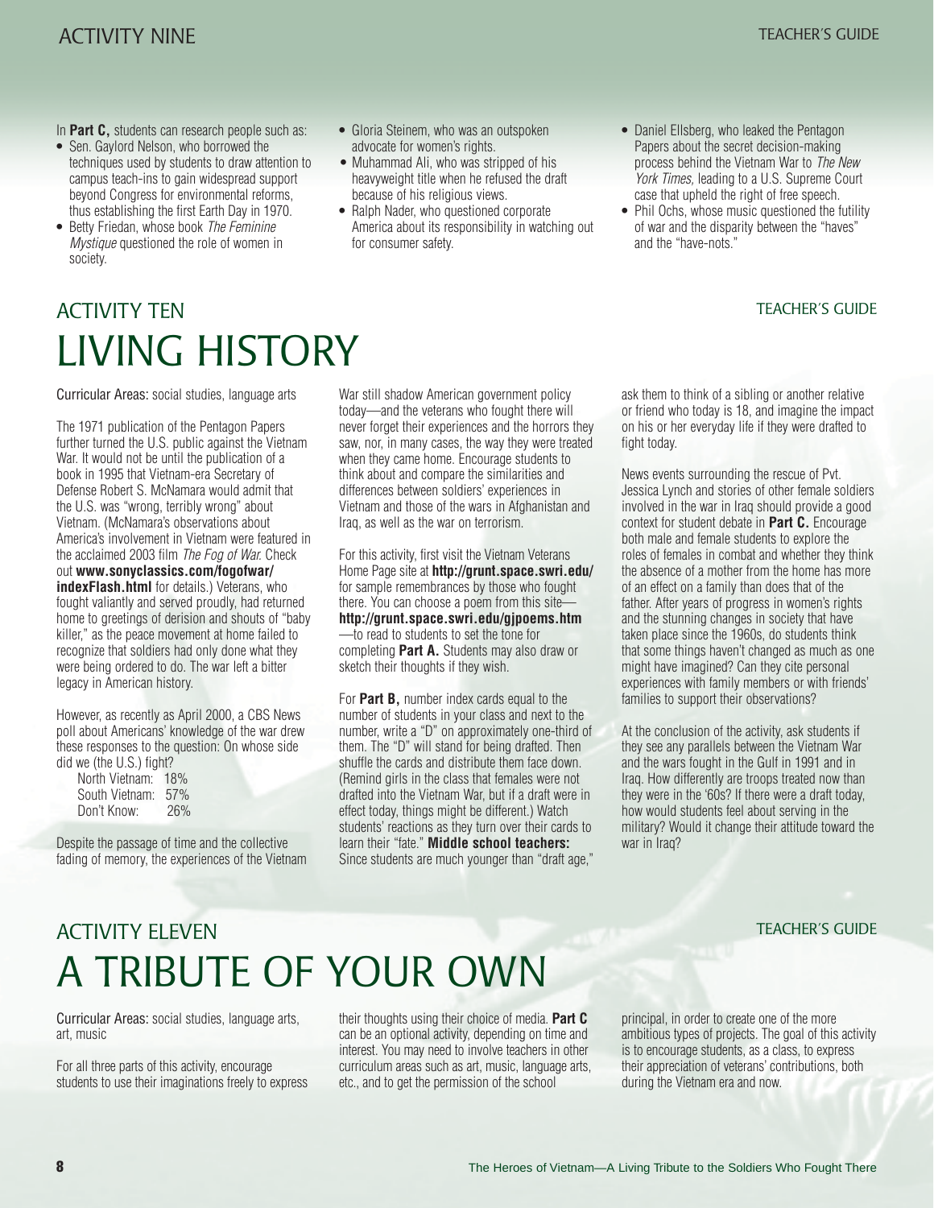In **Part C,** students can research people such as:

- Sen. Gaylord Nelson, who borrowed the techniques used by students to draw attention to campus teach-ins to gain widespread support beyond Congress for environmental reforms, thus establishing the first Earth Day in 1970.
- Betty Friedan, whose book *The Feminine Mystique* questioned the role of women in society.
- Gloria Steinem, who was an outspoken advocate for women's rights.
- Muhammad Ali, who was stripped of his heavyweight title when he refused the draft because of his religious views.
- Ralph Nader, who questioned corporate America about its responsibility in watching out for consumer safety.
- Daniel Ellsberg, who leaked the Pentagon Papers about the secret decision-making process behind the Vietnam War to *The New York Times,* leading to a U.S. Supreme Court case that upheld the right of free speech.
- Phil Ochs, whose music questioned the futility of war and the disparity between the "haves" and the "have-nots."

## ACTIVITY TEN

TEACHER'S GUIDE

# LIVING HISTORY

Curricular Areas: social studies, language arts

The 1971 publication of the Pentagon Papers further turned the U.S. public against the Vietnam War. It would not be until the publication of a book in 1995 that Vietnam-era Secretary of Defense Robert S. McNamara would admit that the U.S. was "wrong, terribly wrong" about Vietnam. (McNamara's observations about America's involvement in Vietnam were featured in the acclaimed 2003 film *The Fog of War.* Check out **www.sonyclassics.com/fogofwar/indexFlash.html** for details.) Veterans, who fought valiantly and served proudly, had returned home to greetings of derision and shouts of "baby killer," as the peace movement at home failed to recognize that soldiers had only done what they were being ordered to do. The war left a bitter legacy in American history.

However, as recently as April 2000, a CBS News poll about Americans' knowledge of the war drew these responses to the question: On whose side did we (the U.S.) fight?

| | |
|---|---|
| North Vietnam: | 18% |
| South Vietnam: | 57% |
| Don't Know: | 26% |

Despite the passage of time and the collective fading of memory, the experiences of the Vietnam War still shadow American government policy today—and the veterans who fought there will never forget their experiences and the horrors they saw, nor, in many cases, the way they were treated when they came home. Encourage students to think about and compare the similarities and differences between soldiers' experiences in Vietnam and those of the wars in Afghanistan and Iraq, as well as the war on terrorism.

For this activity, first visit the Vietnam Veterans Home Page site at **http://grunt.space.swri.edu/** for sample remembrances by those who fought there. You can choose a poem from this site—**http://grunt.space.swri.edu/gjpoems.htm**—to read to students to set the tone for completing **Part A.** Students may also draw or sketch their thoughts if they wish.

For **Part B,** number index cards equal to the number of students in your class and next to the number, write a "D" on approximately one-third of them. The "D" will stand for being drafted. Then shuffle the cards and distribute them face down. (Remind girls in the class that females were not drafted into the Vietnam War, but if a draft were in effect today, things might be different.) Watch students' reactions as they turn over their cards to learn their "fate." **Middle school teachers:** Since students are much younger than "draft age," ask them to think of a sibling or another relative or friend who today is 18, and imagine the impact on his or her everyday life if they were drafted to fight today.

News events surrounding the rescue of Pvt. Jessica Lynch and stories of other female soldiers involved in the war in Iraq should provide a good context for student debate in **Part C.** Encourage both male and female students to explore the roles of females in combat and whether they think the absence of a mother from the home has more of an effect on a family than does that of the father. After years of progress in women's rights and the stunning changes in society that have taken place since the 1960s, do students think that some things haven't changed as much as one might have imagined? Can they cite personal experiences with family members or with friends' families to support their observations?

At the conclusion of the activity, ask students if they see any parallels between the Vietnam War and the wars fought in the Gulf in 1991 and in Iraq. How differently are troops treated now than they were in the '60s? If there were a draft today, how would students feel about serving in the military? Would it change their attitude toward the war in Iraq?

## ACTIVITY ELEVEN

TEACHER'S GUIDE

# A TRIBUTE OF YOUR OWN

Curricular Areas: social studies, language arts, art, music

For all three parts of this activity, encourage students to use their imaginations freely to express their thoughts using their choice of media. **Part C** can be an optional activity, depending on time and interest. You may need to involve teachers in other curriculum areas such as art, music, language arts, etc., and to get the permission of the school principal, in order to create one of the more ambitious types of projects. The goal of this activity is to encourage students, as a class, to express their appreciation of veterans' contributions, both during the Vietnam era and now.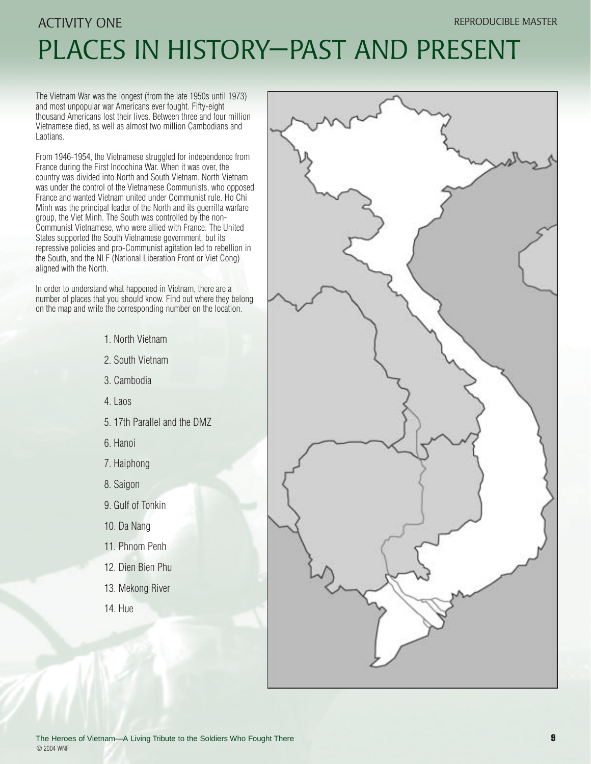## ACTIVITY ONE

REPRODUCIBLE MASTER

# PLACES IN HISTORY—PAST AND PRESENT

The Vietnam War was the longest (from the late 1950s until 1973) and most unpopular war Americans ever fought. Fifty-eight thousand Americans lost their lives. Between three and four million Vietnamese died, as well as almost two million Cambodians and Laotians.

From 1946-1954, the Vietnamese struggled for independence from France during the First Indochina War. When it was over, the country was divided into North and South Vietnam. North Vietnam was under the control of the Vietnamese Communists, who opposed France and wanted Vietnam united under Communist rule. Ho Chi Minh was the principal leader of the North and its guerrilla warfare group, the Viet Minh. The South was controlled by the non-Communist Vietnamese, who were allied with France. The United States supported the South Vietnamese government, but its repressive policies and pro-Communist agitation led to rebellion in the South, and the NLF (National Liberation Front or Viet Cong) aligned with the North.

In order to understand what happened in Vietnam, there are a number of places that you should know. Find out where they belong on the map and write the corresponding number on the location.

1. North Vietnam
2. South Vietnam
3. Cambodia
4. Laos
5. 17th Parallel and the DMZ
6. Hanoi
7. Haiphong
8. Saigon
9. Gulf of Tonkin
10. Da Nang
11. Phnom Penh
12. Dien Bien Phu
13. Mekong River
14. Hue

The Heroes of Vietnam—A Living Tribute to the Soldiers Who Fought There
© 2004 WNF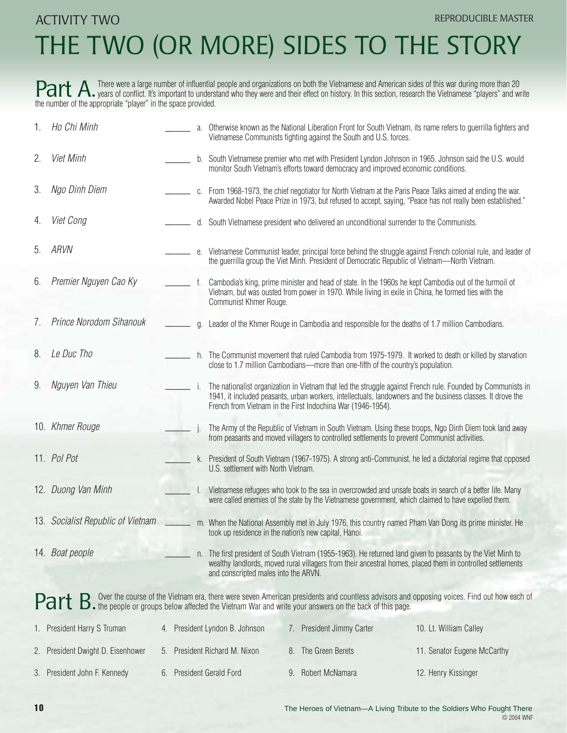ACTIVITY TWO

REPRODUCIBLE MASTER

# THE TWO (OR MORE) SIDES TO THE STORY

**Part A.** There were a large number of influential people and organizations on both the Vietnamese and American sides of this war during more than 20 years of conflict. It's important to understand who they were and their effect on history. In this section, research the Vietnamese "players" and write the number of the appropriate "player" in the space provided.

1. *Ho Chi Minh*
2. *Viet Minh*
3. *Ngo Dinh Diem*
4. *Viet Cong*
5. *ARVN*
6. *Premier Nguyen Cao Ky*
7. *Prince Norodom Sihanouk*
8. *Le Duc Tho*
9. *Nguyen Van Thieu*
10. *Khmer Rouge*
11. *Pol Pot*
12. *Duong Van Minh*
13. *Socialist Republic of Vietnam*
14. *Boat people*

______ a. Otherwise known as the National Liberation Front for South Vietnam, its name refers to guerrilla fighters and Vietnamese Communists fighting against the South and U.S. forces.

______ b. South Vietnamese premier who met with President Lyndon Johnson in 1965. Johnson said the U.S. would monitor South Vietnam's efforts toward democracy and improved economic conditions.

______ c. From 1968-1973, the chief negotiator for North Vietnam at the Paris Peace Talks aimed at ending the war. Awarded Nobel Peace Prize in 1973, but refused to accept, saying, "Peace has not really been established."

______ d. South Vietnamese president who delivered an unconditional surrender to the Communists.

______ e. Vietnamese Communist leader, principal force behind the struggle against French colonial rule, and leader of the guerrilla group the Viet Minh. President of Democratic Republic of Vietnam—North Vietnam.

______ f. Cambodia's king, prime minister and head of state. In the 1960s he kept Cambodia out of the turmoil of Vietnam, but was ousted from power in 1970. While living in exile in China, he formed ties with the Communist Khmer Rouge.

______ g. Leader of the Khmer Rouge in Cambodia and responsible for the deaths of 1.7 million Cambodians.

______ h. The Communist movement that ruled Cambodia from 1975-1979. It worked to death or killed by starvation close to 1.7 million Cambodians—more than one-fifth of the country's population.

______ i. The nationalist organization in Vietnam that led the struggle against French rule. Founded by Communists in 1941, it included peasants, urban workers, intellectuals, landowners and the business classes. It drove the French from Vietnam in the First Indochina War (1946-1954).

______ j. The Army of the Republic of Vietnam in South Vietnam. Using these troops, Ngo Dinh Diem took land away from peasants and moved villagers to controlled settlements to prevent Communist activities.

______ k. President of South Vietnam (1967-1975). A strong anti-Communist, he led a dictatorial regime that opposed U.S. settlement with North Vietnam.

______ l. Vietnamese refugees who took to the sea in overcrowded and unsafe boats in search of a better life. Many were called enemies of the state by the Vietnamese government, which claimed to have expelled them.

______ m. When the National Assembly met in July 1976, this country named Pham Van Dong its prime minister. He took up residence in the nation's new capital, Hanoi.

______ n. The first president of South Vietnam (1955-1963). He returned land given to peasants by the Viet Minh to wealthy landlords, moved rural villagers from their ancestral homes, placed them in controlled settlements and conscripted males into the ARVN.

**Part B.** Over the course of the Vietnam era, there were seven American presidents and countless advisors and opposing voices. Find out how each of the people or groups below affected the Vietnam War and write your answers on the back of this page.

1. President Harry S Truman
2. President Dwight D. Eisenhower
3. President John F. Kennedy
4. President Lyndon B. Johnson
5. President Richard M. Nixon
6. President Gerald Ford
7. President Jimmy Carter
8. The Green Berets
9. Robert McNamara
10. Lt. William Calley
11. Senator Eugene McCarthy
12. Henry Kissinger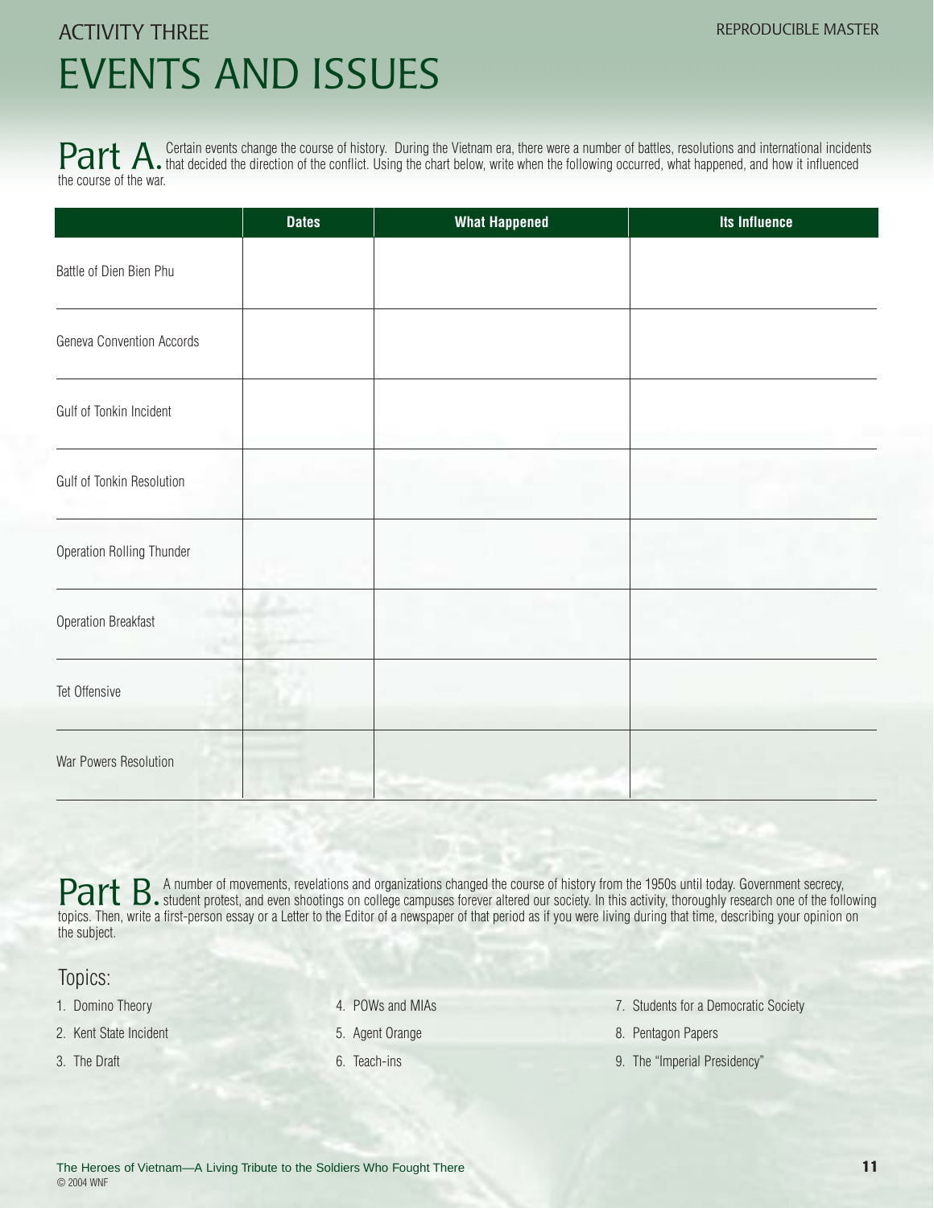ACTIVITY THREE

REPRODUCIBLE MASTER

# EVENTS AND ISSUES

**Part A.** Certain events change the course of history. During the Vietnam era, there were a number of battles, resolutions and international incidents that decided the direction of the conflict. Using the chart below, write when the following occurred, what happened, and how it influenced the course of the war.

| | Dates | What Happened | Its Influence |
|---|---|---|---|
| Battle of Dien Bien Phu | | | |
| Geneva Convention Accords | | | |
| Gulf of Tonkin Incident | | | |
| Gulf of Tonkin Resolution | | | |
| Operation Rolling Thunder | | | |
| Operation Breakfast | | | |
| Tet Offensive | | | |
| War Powers Resolution | | | |

**Part B.** A number of movements, revelations and organizations changed the course of history from the 1950s until today. Government secrecy, student protest, and even shootings on college campuses forever altered our society. In this activity, thoroughly research one of the following topics. Then, write a first-person essay or a Letter to the Editor of a newspaper of that period as if you were living during that time, describing your opinion on the subject.

## Topics:

1. Domino Theory
2. Kent State Incident
3. The Draft
4. POWs and MIAs
5. Agent Orange
6. Teach-ins
7. Students for a Democratic Society
8. Pentagon Papers
9. The "Imperial Presidency"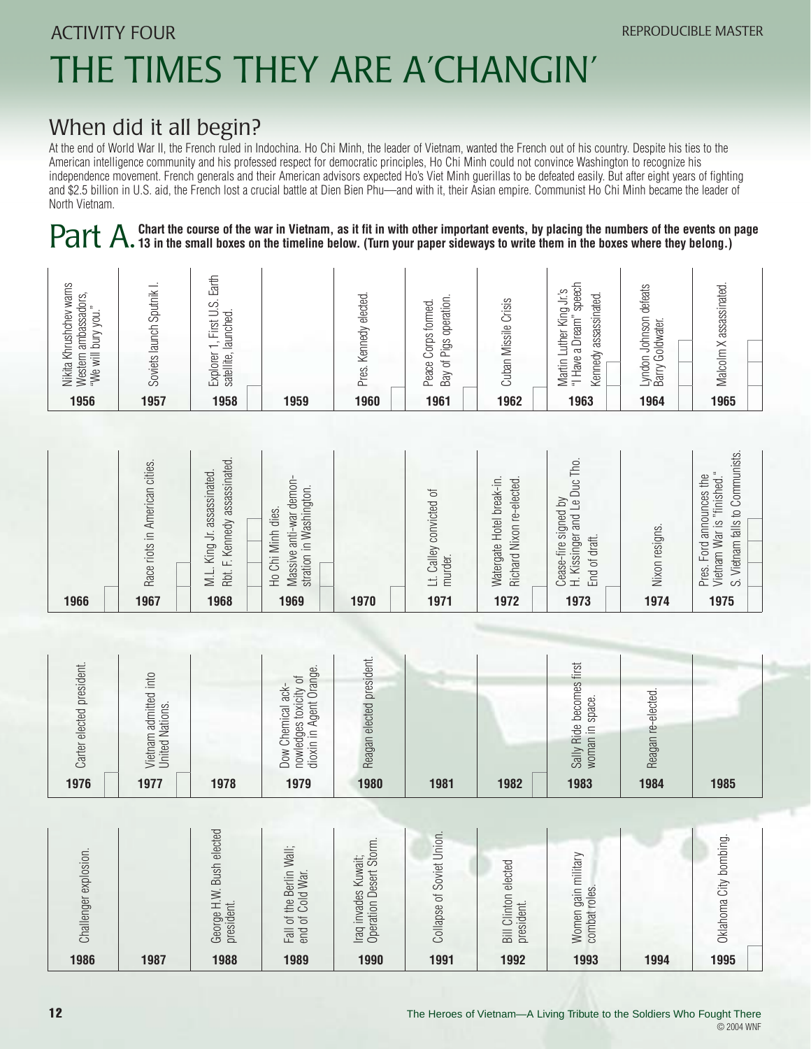ACTIVITY FOUR

REPRODUCIBLE MASTER

# THE TIMES THEY ARE A'CHANGIN'

## When did it all begin?

At the end of World War II, the French ruled in Indochina. Ho Chi Minh, the leader of Vietnam, wanted the French out of his country. Despite his ties to the American intelligence community and his professed respect for democratic principles, Ho Chi Minh could not convince Washington to recognize his independence movement. French generals and their American advisors expected Ho's Viet Minh guerillas to be defeated easily. But after eight years of fighting and $2.5 billion in U.S. aid, the French lost a crucial battle at Dien Bien Phu—and with it, their Asian empire. Communist Ho Chi Minh became the leader of North Vietnam.

**Part A.** **Chart the course of the war in Vietnam, as it fit in with other important events, by placing the numbers of the events on page 13 in the small boxes on the timeline below. (Turn your paper sideways to write them in the boxes where they belong.)**

| Year | Events |
|---|---|
| 1956 | Nikita Khrushchev warns Western ambassadors, "We will bury you." |
| 1957 | Soviets launch Sputnik I. |
| 1958 | Explorer 1, First U.S. Earth satellite, launched. |
| 1959 | |
| 1960 | Pres. Kennedy elected. |
| 1961 | Peace Corps formed. Bay of Pigs operation. |
| 1962 | Cuban Missile Crisis |
| 1963 | Martin Luther King Jr.'s "I Have a Dream" speech. Kennedy assassinated. |
| 1964 | Lyndon Johnson defeats Barry Goldwater. |
| 1965 | Malcolm X assassinated. |
| 1966 | |
| 1967 | Race riots in American cities. |
| 1968 | M.L. King Jr. assassinated. Rbt. F. Kennedy assassinated. |
| 1969 | Ho Chi Minh dies. Massive anti-war demonstration in Washington. |
| 1970 | |
| 1971 | Lt. Calley convicted of murder. |
| 1972 | Watergate Hotel break-in. Richard Nixon re-elected. |
| 1973 | Cease-fire signed by H. Kissinger and Le Duc Tho. End of draft. |
| 1974 | Nixon resigns. |
| 1975 | Pres. Ford announces the Vietnam War is "finished." S. Vietnam falls to Communists. |
| 1976 | Carter elected president. |
| 1977 | Vietnam admitted into United Nations. |
| 1978 | |
| 1979 | Dow Chemical acknowledges toxicity of dioxin in Agent Orange. |
| 1980 | Reagan elected president. |
| 1981 | |
| 1982 | |
| 1983 | Sally Ride becomes first woman in space. |
| 1984 | Reagan re-elected. |
| 1985 | |
| 1986 | Challenger explosion. |
| 1987 | |
| 1988 | George H.W. Bush elected president. |
| 1989 | Fall of the Berlin Wall; end of Cold War. |
| 1990 | Iraq invades Kuwait; Operation Desert Storm. |
| 1991 | Collapse of Soviet Union. |
| 1992 | Bill Clinton elected president. |
| 1993 | Women gain military combat roles. |
| 1994 | |
| 1995 | Oklahoma City bombing. |

The Heroes of Vietnam—A Living Tribute to the Soldiers Who Fought There
© 2004 WNF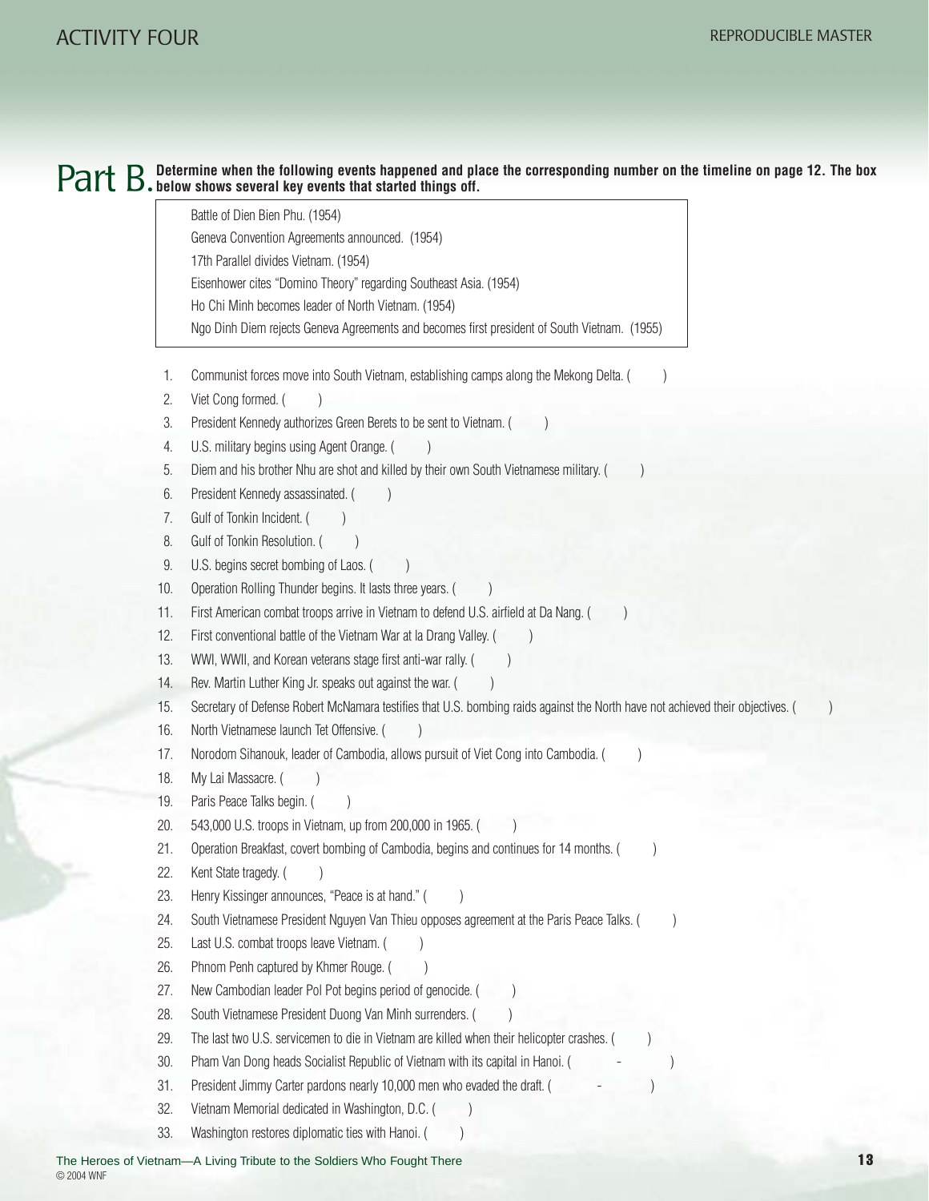# Part B.

**Determine when the following events happened and place the corresponding number on the timeline on page 12. The box below shows several key events that started things off.**

> Battle of Dien Bien Phu. (1954)
> Geneva Convention Agreements announced. (1954)
> 17th Parallel divides Vietnam. (1954)
> Eisenhower cites "Domino Theory" regarding Southeast Asia. (1954)
> Ho Chi Minh becomes leader of North Vietnam. (1954)
> Ngo Dinh Diem rejects Geneva Agreements and becomes first president of South Vietnam. (1955)

1. Communist forces move into South Vietnam, establishing camps along the Mekong Delta. (    )
2. Viet Cong formed. (    )
3. President Kennedy authorizes Green Berets to be sent to Vietnam. (    )
4. U.S. military begins using Agent Orange. (    )
5. Diem and his brother Nhu are shot and killed by their own South Vietnamese military. (    )
6. President Kennedy assassinated. (    )
7. Gulf of Tonkin Incident. (    )
8. Gulf of Tonkin Resolution. (    )
9. U.S. begins secret bombing of Laos. (    )
10. Operation Rolling Thunder begins. It lasts three years. (    )
11. First American combat troops arrive in Vietnam to defend U.S. airfield at Da Nang. (    )
12. First conventional battle of the Vietnam War at Ia Drang Valley. (    )
13. WWI, WWII, and Korean veterans stage first anti-war rally. (    )
14. Rev. Martin Luther King Jr. speaks out against the war. (    )
15. Secretary of Defense Robert McNamara testifies that U.S. bombing raids against the North have not achieved their objectives. (    )
16. North Vietnamese launch Tet Offensive. (    )
17. Norodom Sihanouk, leader of Cambodia, allows pursuit of Viet Cong into Cambodia. (    )
18. My Lai Massacre. (    )
19. Paris Peace Talks begin. (    )
20. 543,000 U.S. troops in Vietnam, up from 200,000 in 1965. (    )
21. Operation Breakfast, covert bombing of Cambodia, begins and continues for 14 months. (    )
22. Kent State tragedy. (    )
23. Henry Kissinger announces, "Peace is at hand." (    )
24. South Vietnamese President Nguyen Van Thieu opposes agreement at the Paris Peace Talks. (    )
25. Last U.S. combat troops leave Vietnam. (    )
26. Phnom Penh captured by Khmer Rouge. (    )
27. New Cambodian leader Pol Pot begins period of genocide. (    )
28. South Vietnamese President Duong Van Minh surrenders. (    )
29. The last two U.S. servicemen to die in Vietnam are killed when their helicopter crashes. (    )
30. Pham Van Dong heads Socialist Republic of Vietnam with its capital in Hanoi. (    -    )
31. President Jimmy Carter pardons nearly 10,000 men who evaded the draft. (    -    )
32. Vietnam Memorial dedicated in Washington, D.C. (    )
33. Washington restores diplomatic ties with Hanoi. (    )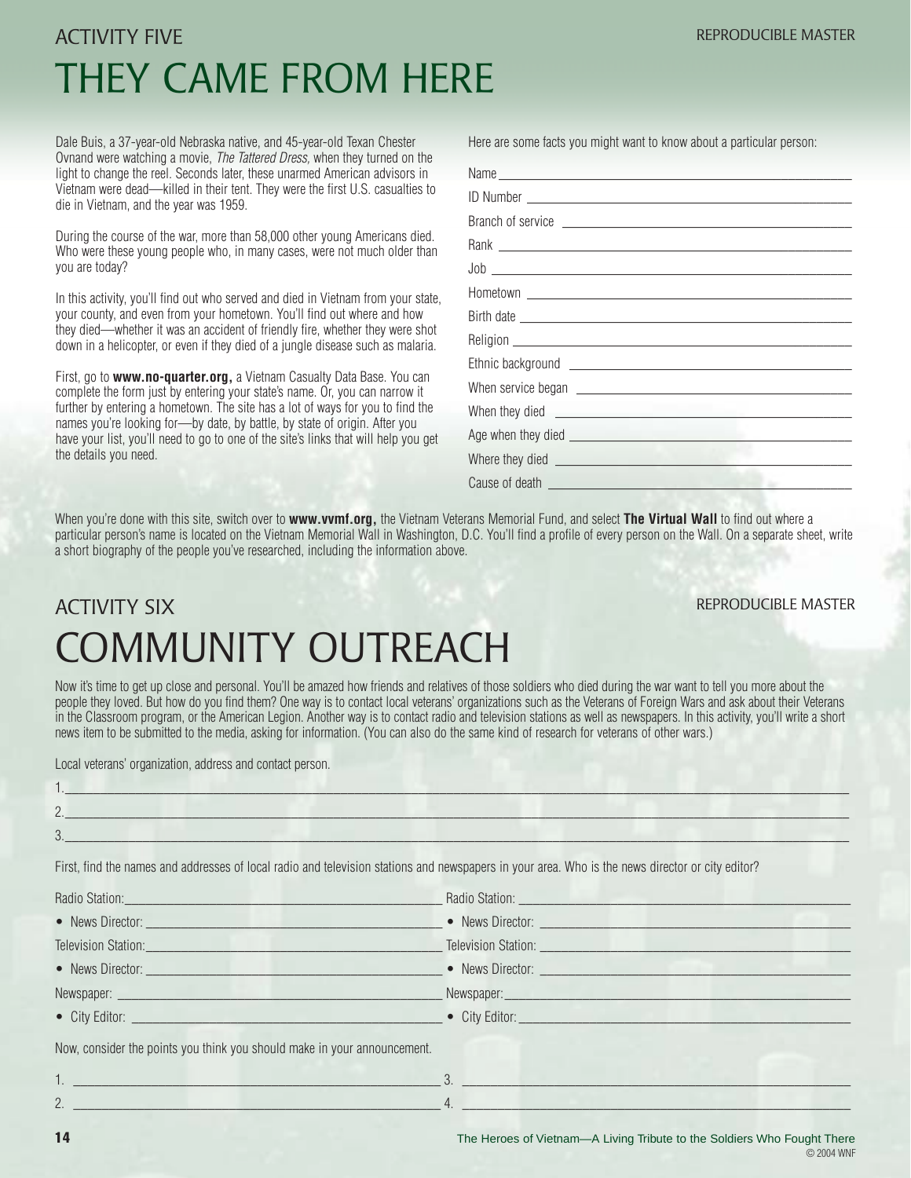ACTIVITY FIVE

# THEY CAME FROM HERE

Dale Buis, a 37-year-old Nebraska native, and 45-year-old Texan Chester Ovnand were watching a movie, *The Tattered Dress,* when they turned on the light to change the reel. Seconds later, these unarmed American advisors in Vietnam were dead—killed in their tent. They were the first U.S. casualties to die in Vietnam, and the year was 1959.

During the course of the war, more than 58,000 other young Americans died. Who were these young people who, in many cases, were not much older than you are today?

In this activity, you'll find out who served and died in Vietnam from your state, your county, and even from your hometown. You'll find out where and how they died—whether it was an accident of friendly fire, whether they were shot down in a helicopter, or even if they died of a jungle disease such as malaria.

First, go to **www.no-quarter.org,** a Vietnam Casualty Data Base. You can complete the form just by entering your state's name. Or, you can narrow it further by entering a hometown. The site has a lot of ways for you to find the names you're looking for—by date, by battle, by state of origin. After you have your list, you'll need to go to one of the site's links that will help you get the details you need.

Here are some facts you might want to know about a particular person:

Name ______________________________

ID Number ______________________________

Branch of service ______________________________

Rank ______________________________

Job ______________________________

Hometown ______________________________

Birth date ______________________________

Religion ______________________________

Ethnic background ______________________________

When service began ______________________________

When they died ______________________________

Age when they died ______________________________

Where they died ______________________________

Cause of death ______________________________

When you're done with this site, switch over to **www.vvmf.org,** the Vietnam Veterans Memorial Fund, and select **The Virtual Wall** to find out where a particular person's name is located on the Vietnam Memorial Wall in Washington, D.C. You'll find a profile of every person on the Wall. On a separate sheet, write a short biography of the people you've researched, including the information above.

ACTIVITY SIX

# COMMUNITY OUTREACH

Now it's time to get up close and personal. You'll be amazed how friends and relatives of those soldiers who died during the war want to tell you more about the people they loved. But how do you find them? One way is to contact local veterans' organizations such as the Veterans of Foreign Wars and ask about their Veterans in the Classroom program, or the American Legion. Another way is to contact radio and television stations as well as newspapers. In this activity, you'll write a short news item to be submitted to the media, asking for information. (You can also do the same kind of research for veterans of other wars.)

Local veterans' organization, address and contact person.

1. ______________________________
2. ______________________________
3. ______________________________

First, find the names and addresses of local radio and television stations and newspapers in your area. Who is the news director or city editor?

Radio Station: ______________________________
- News Director: ______________________________

Television Station: ______________________________
- News Director: ______________________________

Newspaper: ______________________________
- City Editor: ______________________________

Radio Station: ______________________________
- News Director: ______________________________

Television Station: ______________________________
- News Director: ______________________________

Newspaper: ______________________________
- City Editor: ______________________________

Now, consider the points you think you should make in your announcement.

1. ______________________________
2. ______________________________
3. ______________________________
4. ______________________________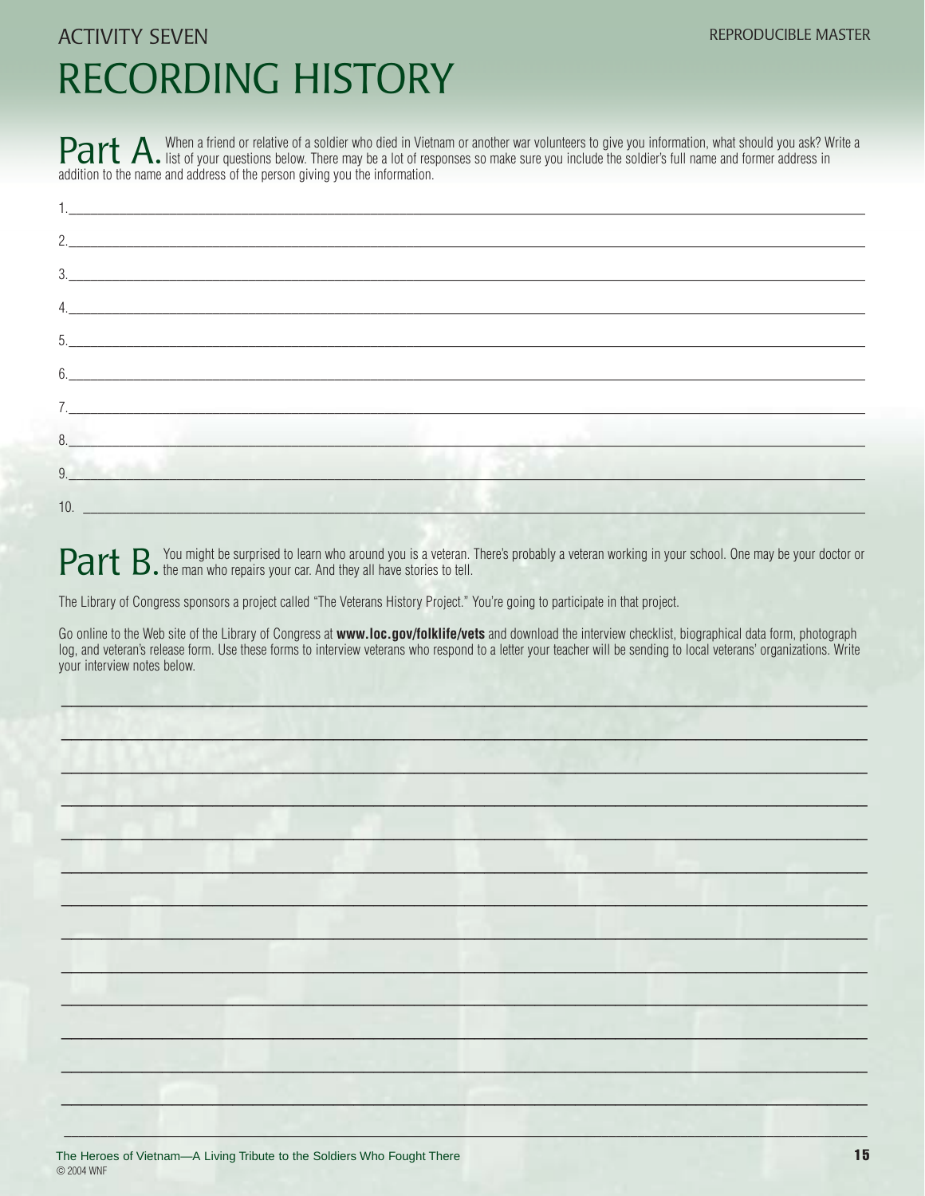ACTIVITY SEVEN

REPRODUCIBLE MASTER

# RECORDING HISTORY

## Part A.

When a friend or relative of a soldier who died in Vietnam or another war volunteers to give you information, what should you ask? Write a list of your questions below. There may be a lot of responses so make sure you include the soldier's full name and former address in addition to the name and address of the person giving you the information.

1.\_\_\_\_\_\_\_\_\_\_\_\_\_\_\_\_\_\_\_\_\_\_\_\_\_\_\_\_\_\_\_\_\_\_\_\_\_\_\_\_

2.\_\_\_\_\_\_\_\_\_\_\_\_\_\_\_\_\_\_\_\_\_\_\_\_\_\_\_\_\_\_\_\_\_\_\_\_\_\_\_\_

3.\_\_\_\_\_\_\_\_\_\_\_\_\_\_\_\_\_\_\_\_\_\_\_\_\_\_\_\_\_\_\_\_\_\_\_\_\_\_\_\_

4.\_\_\_\_\_\_\_\_\_\_\_\_\_\_\_\_\_\_\_\_\_\_\_\_\_\_\_\_\_\_\_\_\_\_\_\_\_\_\_\_

5.\_\_\_\_\_\_\_\_\_\_\_\_\_\_\_\_\_\_\_\_\_\_\_\_\_\_\_\_\_\_\_\_\_\_\_\_\_\_\_\_

6.\_\_\_\_\_\_\_\_\_\_\_\_\_\_\_\_\_\_\_\_\_\_\_\_\_\_\_\_\_\_\_\_\_\_\_\_\_\_\_\_

7.\_\_\_\_\_\_\_\_\_\_\_\_\_\_\_\_\_\_\_\_\_\_\_\_\_\_\_\_\_\_\_\_\_\_\_\_\_\_\_\_

8.\_\_\_\_\_\_\_\_\_\_\_\_\_\_\_\_\_\_\_\_\_\_\_\_\_\_\_\_\_\_\_\_\_\_\_\_\_\_\_\_

9.\_\_\_\_\_\_\_\_\_\_\_\_\_\_\_\_\_\_\_\_\_\_\_\_\_\_\_\_\_\_\_\_\_\_\_\_\_\_\_\_

10.\_\_\_\_\_\_\_\_\_\_\_\_\_\_\_\_\_\_\_\_\_\_\_\_\_\_\_\_\_\_\_\_\_\_\_\_\_\_\_

## Part B.

You might be surprised to learn who around you is a veteran. There's probably a veteran working in your school. One may be your doctor or the man who repairs your car. And they all have stories to tell.

The Library of Congress sponsors a project called "The Veterans History Project." You're going to participate in that project.

Go online to the Web site of the Library of Congress at **www.loc.gov/folklife/vets** and download the interview checklist, biographical data form, photograph log, and veteran's release form. Use these forms to interview veterans who respond to a letter your teacher will be sending to local veterans' organizations. Write your interview notes below.

\_\_\_\_\_\_\_\_\_\_\_\_\_\_\_\_\_\_\_\_\_\_\_\_\_\_\_\_\_\_\_\_\_\_\_\_\_\_\_\_\_

\_\_\_\_\_\_\_\_\_\_\_\_\_\_\_\_\_\_\_\_\_\_\_\_\_\_\_\_\_\_\_\_\_\_\_\_\_\_\_\_\_

\_\_\_\_\_\_\_\_\_\_\_\_\_\_\_\_\_\_\_\_\_\_\_\_\_\_\_\_\_\_\_\_\_\_\_\_\_\_\_\_\_

\_\_\_\_\_\_\_\_\_\_\_\_\_\_\_\_\_\_\_\_\_\_\_\_\_\_\_\_\_\_\_\_\_\_\_\_\_\_\_\_\_

\_\_\_\_\_\_\_\_\_\_\_\_\_\_\_\_\_\_\_\_\_\_\_\_\_\_\_\_\_\_\_\_\_\_\_\_\_\_\_\_\_

\_\_\_\_\_\_\_\_\_\_\_\_\_\_\_\_\_\_\_\_\_\_\_\_\_\_\_\_\_\_\_\_\_\_\_\_\_\_\_\_\_

\_\_\_\_\_\_\_\_\_\_\_\_\_\_\_\_\_\_\_\_\_\_\_\_\_\_\_\_\_\_\_\_\_\_\_\_\_\_\_\_\_

\_\_\_\_\_\_\_\_\_\_\_\_\_\_\_\_\_\_\_\_\_\_\_\_\_\_\_\_\_\_\_\_\_\_\_\_\_\_\_\_\_

\_\_\_\_\_\_\_\_\_\_\_\_\_\_\_\_\_\_\_\_\_\_\_\_\_\_\_\_\_\_\_\_\_\_\_\_\_\_\_\_\_

\_\_\_\_\_\_\_\_\_\_\_\_\_\_\_\_\_\_\_\_\_\_\_\_\_\_\_\_\_\_\_\_\_\_\_\_\_\_\_\_\_

\_\_\_\_\_\_\_\_\_\_\_\_\_\_\_\_\_\_\_\_\_\_\_\_\_\_\_\_\_\_\_\_\_\_\_\_\_\_\_\_\_

\_\_\_\_\_\_\_\_\_\_\_\_\_\_\_\_\_\_\_\_\_\_\_\_\_\_\_\_\_\_\_\_\_\_\_\_\_\_\_\_\_

\_\_\_\_\_\_\_\_\_\_\_\_\_\_\_\_\_\_\_\_\_\_\_\_\_\_\_\_\_\_\_\_\_\_\_\_\_\_\_\_\_

\_\_\_\_\_\_\_\_\_\_\_\_\_\_\_\_\_\_\_\_\_\_\_\_\_\_\_\_\_\_\_\_\_\_\_\_\_\_\_\_\_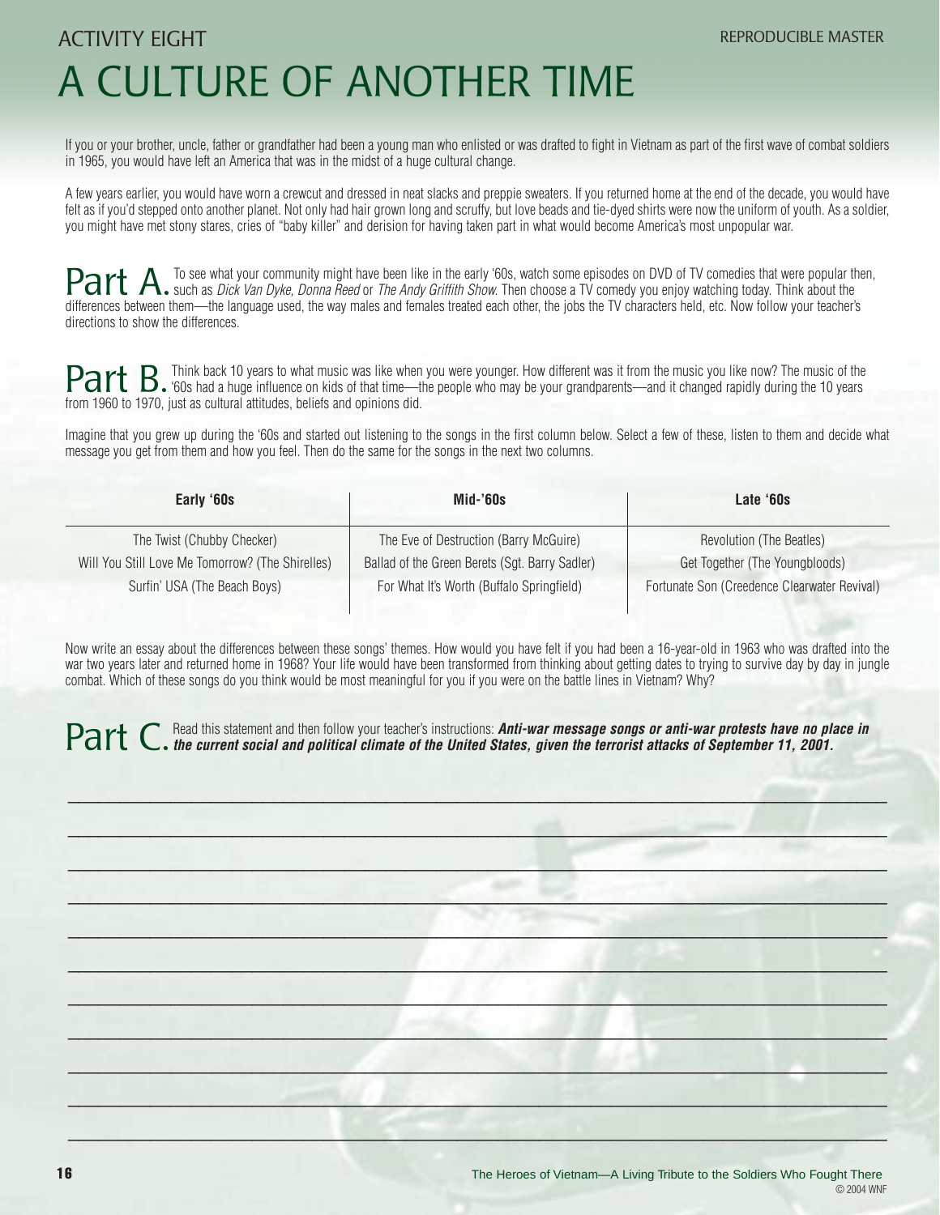ACTIVITY EIGHT

REPRODUCIBLE MASTER

# A CULTURE OF ANOTHER TIME

If you or your brother, uncle, father or grandfather had been a young man who enlisted or was drafted to fight in Vietnam as part of the first wave of combat soldiers in 1965, you would have left an America that was in the midst of a huge cultural change.

A few years earlier, you would have worn a crewcut and dressed in neat slacks and preppie sweaters. If you returned home at the end of the decade, you would have felt as if you'd stepped onto another planet. Not only had hair grown long and scruffy, but love beads and tie-dyed shirts were now the uniform of youth. As a soldier, you might have met stony stares, cries of "baby killer" and derision for having taken part in what would become America's most unpopular war.

## Part A.

To see what your community might have been like in the early '60s, watch some episodes on DVD of TV comedies that were popular then, such as *Dick Van Dyke, Donna Reed* or *The Andy Griffith Show.* Then choose a TV comedy you enjoy watching today. Think about the differences between them—the language used, the way males and females treated each other, the jobs the TV characters held, etc. Now follow your teacher's directions to show the differences.

## Part B.

Think back 10 years to what music was like when you were younger. How different was it from the music you like now? The music of the '60s had a huge influence on kids of that time—the people who may be your grandparents—and it changed rapidly during the 10 years from 1960 to 1970, just as cultural attitudes, beliefs and opinions did.

Imagine that you grew up during the '60s and started out listening to the songs in the first column below. Select a few of these, listen to them and decide what message you get from them and how you feel. Then do the same for the songs in the next two columns.

| Early '60s | Mid-'60s | Late '60s |
|---|---|---|
| The Twist (Chubby Checker) | The Eve of Destruction (Barry McGuire) | Revolution (The Beatles) |
| Will You Still Love Me Tomorrow? (The Shirelles) | Ballad of the Green Berets (Sgt. Barry Sadler) | Get Together (The Youngbloods) |
| Surfin' USA (The Beach Boys) | For What It's Worth (Buffalo Springfield) | Fortunate Son (Creedence Clearwater Revival) |

Now write an essay about the differences between these songs' themes. How would you have felt if you had been a 16-year-old in 1963 who was drafted into the war two years later and returned home in 1968? Your life would have been transformed from thinking about getting dates to trying to survive day by day in jungle combat. Which of these songs do you think would be most meaningful for you if you were on the battle lines in Vietnam? Why?

## Part C.

Read this statement and then follow your teacher's instructions: ***Anti-war message songs or anti-war protests have no place in the current social and political climate of the United States, given the terrorist attacks of September 11, 2001.***

___________________________________________________________________________

___________________________________________________________________________

___________________________________________________________________________

___________________________________________________________________________

___________________________________________________________________________

___________________________________________________________________________

___________________________________________________________________________

___________________________________________________________________________

___________________________________________________________________________

___________________________________________________________________________

___________________________________________________________________________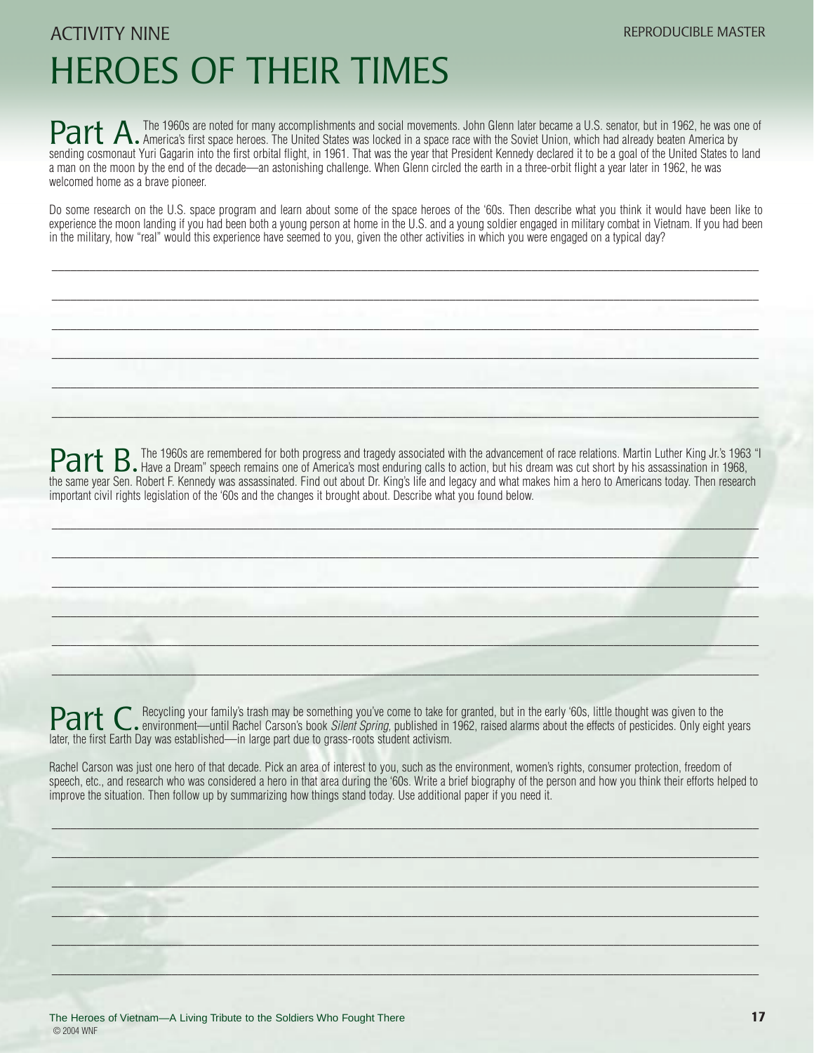ACTIVITY NINE

REPRODUCIBLE MASTER

# HEROES OF THEIR TIMES

**Part A.** The 1960s are noted for many accomplishments and social movements. John Glenn later became a U.S. senator, but in 1962, he was one of America's first space heroes. The United States was locked in a space race with the Soviet Union, which had already beaten America by sending cosmonaut Yuri Gagarin into the first orbital flight, in 1961. That was the year that President Kennedy declared it to be a goal of the United States to land a man on the moon by the end of the decade—an astonishing challenge. When Glenn circled the earth in a three-orbit flight a year later in 1962, he was welcomed home as a brave pioneer.

Do some research on the U.S. space program and learn about some of the space heroes of the '60s. Then describe what you think it would have been like to experience the moon landing if you had been both a young person at home in the U.S. and a young soldier engaged in military combat in Vietnam. If you had been in the military, how "real" would this experience have seemed to you, given the other activities in which you were engaged on a typical day?

\_\_\_\_\_\_\_\_\_\_\_\_\_\_\_\_\_\_\_\_\_\_\_\_\_\_\_\_\_\_\_\_\_\_\_\_\_\_\_\_\_\_\_\_\_\_\_\_\_\_\_\_\_\_\_\_\_\_\_\_\_\_\_\_\_\_\_\_\_\_\_\_

\_\_\_\_\_\_\_\_\_\_\_\_\_\_\_\_\_\_\_\_\_\_\_\_\_\_\_\_\_\_\_\_\_\_\_\_\_\_\_\_\_\_\_\_\_\_\_\_\_\_\_\_\_\_\_\_\_\_\_\_\_\_\_\_\_\_\_\_\_\_\_\_

\_\_\_\_\_\_\_\_\_\_\_\_\_\_\_\_\_\_\_\_\_\_\_\_\_\_\_\_\_\_\_\_\_\_\_\_\_\_\_\_\_\_\_\_\_\_\_\_\_\_\_\_\_\_\_\_\_\_\_\_\_\_\_\_\_\_\_\_\_\_\_\_

\_\_\_\_\_\_\_\_\_\_\_\_\_\_\_\_\_\_\_\_\_\_\_\_\_\_\_\_\_\_\_\_\_\_\_\_\_\_\_\_\_\_\_\_\_\_\_\_\_\_\_\_\_\_\_\_\_\_\_\_\_\_\_\_\_\_\_\_\_\_\_\_

\_\_\_\_\_\_\_\_\_\_\_\_\_\_\_\_\_\_\_\_\_\_\_\_\_\_\_\_\_\_\_\_\_\_\_\_\_\_\_\_\_\_\_\_\_\_\_\_\_\_\_\_\_\_\_\_\_\_\_\_\_\_\_\_\_\_\_\_\_\_\_\_

\_\_\_\_\_\_\_\_\_\_\_\_\_\_\_\_\_\_\_\_\_\_\_\_\_\_\_\_\_\_\_\_\_\_\_\_\_\_\_\_\_\_\_\_\_\_\_\_\_\_\_\_\_\_\_\_\_\_\_\_\_\_\_\_\_\_\_\_\_\_\_\_

**Part B.** The 1960s are remembered for both progress and tragedy associated with the advancement of race relations. Martin Luther King Jr.'s 1963 "I Have a Dream" speech remains one of America's most enduring calls to action, but his dream was cut short by his assassination in 1968, the same year Sen. Robert F. Kennedy was assassinated. Find out about Dr. King's life and legacy and what makes him a hero to Americans today. Then research important civil rights legislation of the '60s and the changes it brought about. Describe what you found below.

\_\_\_\_\_\_\_\_\_\_\_\_\_\_\_\_\_\_\_\_\_\_\_\_\_\_\_\_\_\_\_\_\_\_\_\_\_\_\_\_\_\_\_\_\_\_\_\_\_\_\_\_\_\_\_\_\_\_\_\_\_\_\_\_\_\_\_\_\_\_\_\_

\_\_\_\_\_\_\_\_\_\_\_\_\_\_\_\_\_\_\_\_\_\_\_\_\_\_\_\_\_\_\_\_\_\_\_\_\_\_\_\_\_\_\_\_\_\_\_\_\_\_\_\_\_\_\_\_\_\_\_\_\_\_\_\_\_\_\_\_\_\_\_\_

\_\_\_\_\_\_\_\_\_\_\_\_\_\_\_\_\_\_\_\_\_\_\_\_\_\_\_\_\_\_\_\_\_\_\_\_\_\_\_\_\_\_\_\_\_\_\_\_\_\_\_\_\_\_\_\_\_\_\_\_\_\_\_\_\_\_\_\_\_\_\_\_

\_\_\_\_\_\_\_\_\_\_\_\_\_\_\_\_\_\_\_\_\_\_\_\_\_\_\_\_\_\_\_\_\_\_\_\_\_\_\_\_\_\_\_\_\_\_\_\_\_\_\_\_\_\_\_\_\_\_\_\_\_\_\_\_\_\_\_\_\_\_\_\_

\_\_\_\_\_\_\_\_\_\_\_\_\_\_\_\_\_\_\_\_\_\_\_\_\_\_\_\_\_\_\_\_\_\_\_\_\_\_\_\_\_\_\_\_\_\_\_\_\_\_\_\_\_\_\_\_\_\_\_\_\_\_\_\_\_\_\_\_\_\_\_\_

\_\_\_\_\_\_\_\_\_\_\_\_\_\_\_\_\_\_\_\_\_\_\_\_\_\_\_\_\_\_\_\_\_\_\_\_\_\_\_\_\_\_\_\_\_\_\_\_\_\_\_\_\_\_\_\_\_\_\_\_\_\_\_\_\_\_\_\_\_\_\_\_

**Part C.** Recycling your family's trash may be something you've come to take for granted, but in the early '60s, little thought was given to the environment—until Rachel Carson's book *Silent Spring*, published in 1962, raised alarms about the effects of pesticides. Only eight years later, the first Earth Day was established—in large part due to grass-roots student activism.

Rachel Carson was just one hero of that decade. Pick an area of interest to you, such as the environment, women's rights, consumer protection, freedom of speech, etc., and research who was considered a hero in that area during the '60s. Write a brief biography of the person and how you think their efforts helped to improve the situation. Then follow up by summarizing how things stand today. Use additional paper if you need it.

\_\_\_\_\_\_\_\_\_\_\_\_\_\_\_\_\_\_\_\_\_\_\_\_\_\_\_\_\_\_\_\_\_\_\_\_\_\_\_\_\_\_\_\_\_\_\_\_\_\_\_\_\_\_\_\_\_\_\_\_\_\_\_\_\_\_\_\_\_\_\_\_

\_\_\_\_\_\_\_\_\_\_\_\_\_\_\_\_\_\_\_\_\_\_\_\_\_\_\_\_\_\_\_\_\_\_\_\_\_\_\_\_\_\_\_\_\_\_\_\_\_\_\_\_\_\_\_\_\_\_\_\_\_\_\_\_\_\_\_\_\_\_\_\_

\_\_\_\_\_\_\_\_\_\_\_\_\_\_\_\_\_\_\_\_\_\_\_\_\_\_\_\_\_\_\_\_\_\_\_\_\_\_\_\_\_\_\_\_\_\_\_\_\_\_\_\_\_\_\_\_\_\_\_\_\_\_\_\_\_\_\_\_\_\_\_\_

\_\_\_\_\_\_\_\_\_\_\_\_\_\_\_\_\_\_\_\_\_\_\_\_\_\_\_\_\_\_\_\_\_\_\_\_\_\_\_\_\_\_\_\_\_\_\_\_\_\_\_\_\_\_\_\_\_\_\_\_\_\_\_\_\_\_\_\_\_\_\_\_

\_\_\_\_\_\_\_\_\_\_\_\_\_\_\_\_\_\_\_\_\_\_\_\_\_\_\_\_\_\_\_\_\_\_\_\_\_\_\_\_\_\_\_\_\_\_\_\_\_\_\_\_\_\_\_\_\_\_\_\_\_\_\_\_\_\_\_\_\_\_\_\_

\_\_\_\_\_\_\_\_\_\_\_\_\_\_\_\_\_\_\_\_\_\_\_\_\_\_\_\_\_\_\_\_\_\_\_\_\_\_\_\_\_\_\_\_\_\_\_\_\_\_\_\_\_\_\_\_\_\_\_\_\_\_\_\_\_\_\_\_\_\_\_\_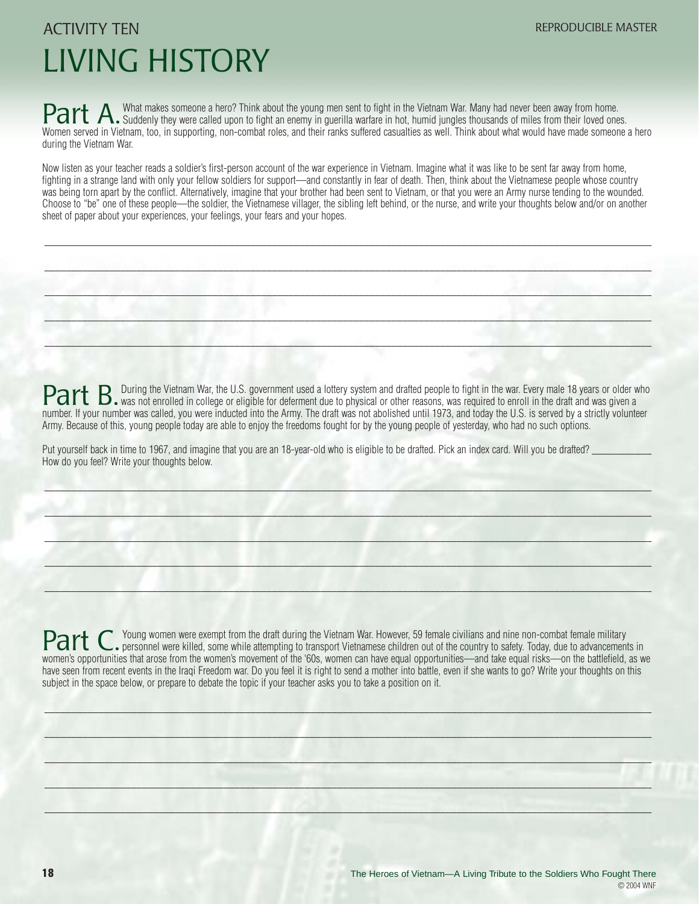ACTIVITY TEN

REPRODUCIBLE MASTER

# LIVING HISTORY

**Part A.** What makes someone a hero? Think about the young men sent to fight in the Vietnam War. Many had never been away from home. Suddenly they were called upon to fight an enemy in guerilla warfare in hot, humid jungles thousands of miles from their loved ones. Women served in Vietnam, too, in supporting, non-combat roles, and their ranks suffered casualties as well. Think about what would have made someone a hero during the Vietnam War.

Now listen as your teacher reads a soldier's first-person account of the war experience in Vietnam. Imagine what it was like to be sent far away from home, fighting in a strange land with only your fellow soldiers for support—and constantly in fear of death. Then, think about the Vietnamese people whose country was being torn apart by the conflict. Alternatively, imagine that your brother had been sent to Vietnam, or that you were an Army nurse tending to the wounded. Choose to "be" one of these people—the soldier, the Vietnamese villager, the sibling left behind, or the nurse, and write your thoughts below and/or on another sheet of paper about your experiences, your feelings, your fears and your hopes.

_______________________________________________________________________________

_______________________________________________________________________________

_______________________________________________________________________________

_______________________________________________________________________________

_______________________________________________________________________________

**Part B.** During the Vietnam War, the U.S. government used a lottery system and drafted people to fight in the war. Every male 18 years or older who was not enrolled in college or eligible for deferment due to physical or other reasons, was required to enroll in the draft and was given a number. If your number was called, you were inducted into the Army. The draft was not abolished until 1973, and today the U.S. is served by a strictly volunteer Army. Because of this, young people today are able to enjoy the freedoms fought for by the young people of yesterday, who had no such options.

Put yourself back in time to 1967, and imagine that you are an 18-year-old who is eligible to be drafted. Pick an index card. Will you be drafted? ___________
How do you feel? Write your thoughts below.

_______________________________________________________________________________

_______________________________________________________________________________

_______________________________________________________________________________

_______________________________________________________________________________

_______________________________________________________________________________

**Part C.** Young women were exempt from the draft during the Vietnam War. However, 59 female civilians and nine non-combat female military personnel were killed, some while attempting to transport Vietnamese children out of the country to safety. Today, due to advancements in women's opportunities that arose from the women's movement of the '60s, women can have equal opportunities—and take equal risks—on the battlefield, as we have seen from recent events in the Iraqi Freedom war. Do you feel it is right to send a mother into battle, even if she wants to go? Write your thoughts on this subject in the space below, or prepare to debate the topic if your teacher asks you to take a position on it.

_______________________________________________________________________________

_______________________________________________________________________________

_______________________________________________________________________________

_______________________________________________________________________________

_______________________________________________________________________________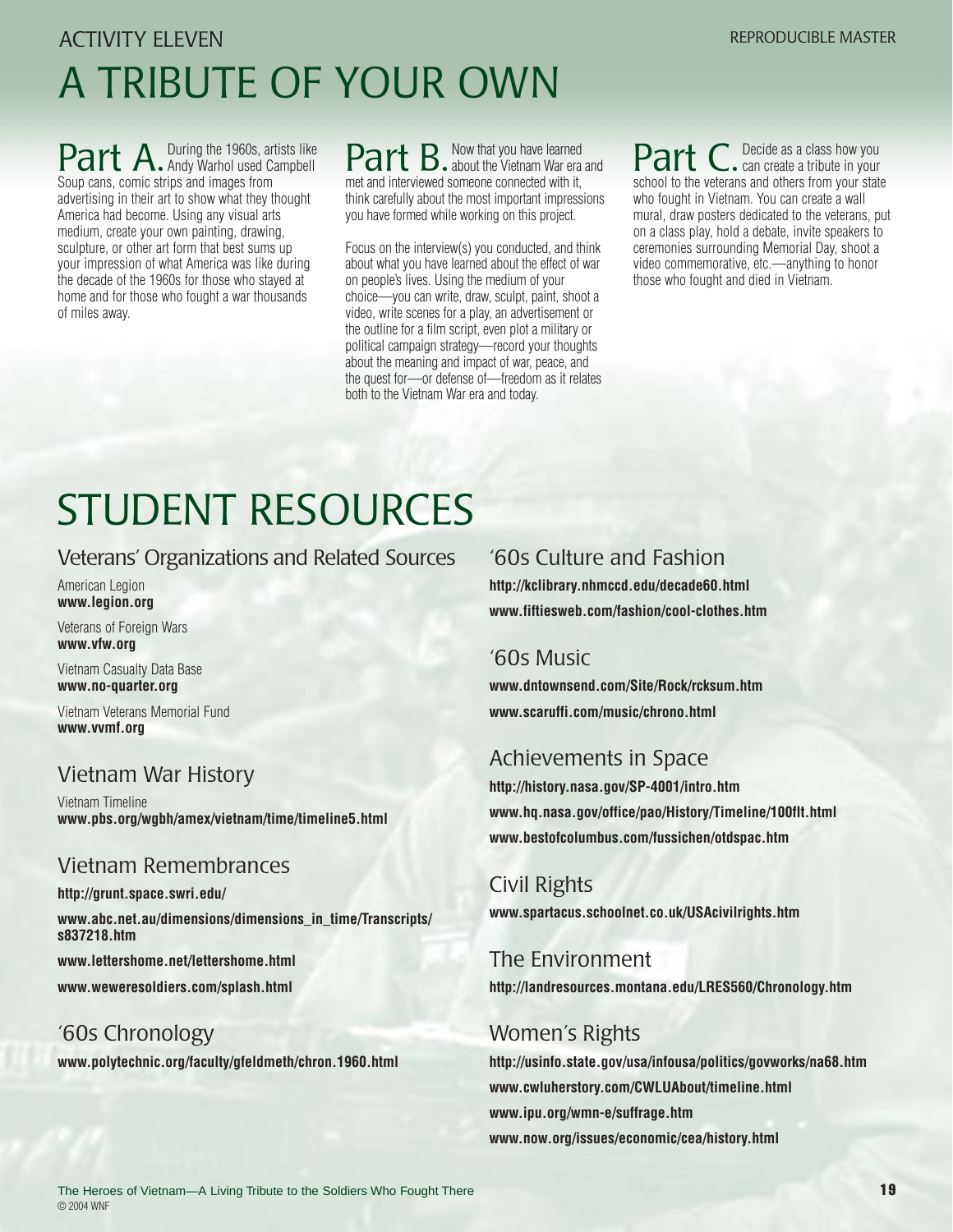ACTIVITY ELEVEN

REPRODUCIBLE MASTER

# A TRIBUTE OF YOUR OWN

**Part A.** During the 1960s, artists like Andy Warhol used Campbell Soup cans, comic strips and images from advertising in their art to show what they thought America had become. Using any visual arts medium, create your own painting, drawing, sculpture, or other art form that best sums up your impression of what America was like during the decade of the 1960s for those who stayed at home and for those who fought a war thousands of miles away.

**Part B.** Now that you have learned about the Vietnam War era and met and interviewed someone connected with it, think carefully about the most important impressions you have formed while working on this project.

Focus on the interview(s) you conducted, and think about what you have learned about the effect of war on people's lives. Using the medium of your choice—you can write, draw, sculpt, paint, shoot a video, write scenes for a play, an advertisement or the outline for a film script, even plot a military or political campaign strategy—record your thoughts about the meaning and impact of war, peace, and the quest for—or defense of—freedom as it relates both to the Vietnam War era and today.

**Part C.** Decide as a class how you can create a tribute in your school to the veterans and others from your state who fought in Vietnam. You can create a wall mural, draw posters dedicated to the veterans, put on a class play, hold a debate, invite speakers to ceremonies surrounding Memorial Day, shoot a video commemorative, etc.—anything to honor those who fought and died in Vietnam.

# STUDENT RESOURCES

## Veterans' Organizations and Related Sources

American Legion
**www.legion.org**

Veterans of Foreign Wars
**www.vfw.org**

Vietnam Casualty Data Base
**www.no-quarter.org**

Vietnam Veterans Memorial Fund
**www.vvmf.org**

## Vietnam War History

Vietnam Timeline
**www.pbs.org/wgbh/amex/vietnam/time/timeline5.html**

## Vietnam Remembrances

**http://grunt.space.swri.edu/**

**www.abc.net.au/dimensions/dimensions_in_time/Transcripts/s837218.htm**

**www.lettershome.net/lettershome.html**

**www.weweresoldiers.com/splash.html**

## '60s Chronology

**www.polytechnic.org/faculty/gfeldmeth/chron.1960.html**

## '60s Culture and Fashion

**http://kclibrary.nhmccd.edu/decade60.html**

**www.fiftiesweb.com/fashion/cool-clothes.htm**

## '60s Music

**www.dntownsend.com/Site/Rock/rcksum.htm**

**www.scaruffi.com/music/chrono.html**

## Achievements in Space

**http://history.nasa.gov/SP-4001/intro.htm**

**www.hq.nasa.gov/office/pao/History/Timeline/100flt.html**

**www.bestofcolumbus.com/fussichen/otdspac.htm**

## Civil Rights

**www.spartacus.schoolnet.co.uk/USAcivilrights.htm**

## The Environment

**http://landresources.montana.edu/LRES560/Chronology.htm**

## Women's Rights

**http://usinfo.state.gov/usa/infousa/politics/govworks/na68.htm**

**www.cwluherstory.com/CWLUAbout/timeline.html**

**www.ipu.org/wmn-e/suffrage.htm**

**www.now.org/issues/economic/cea/history.html**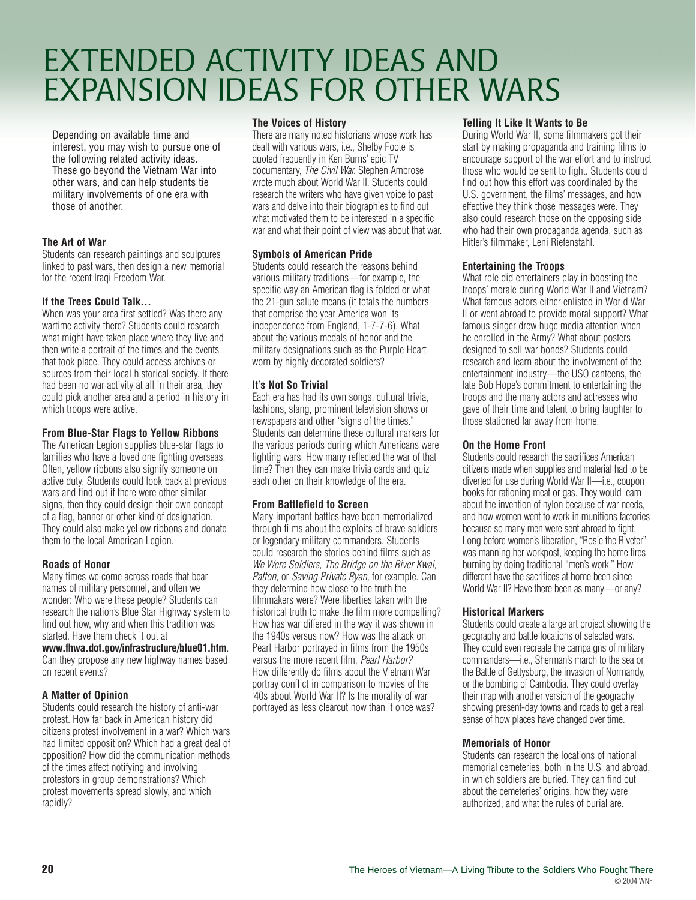# EXTENDED ACTIVITY IDEAS AND EXPANSION IDEAS FOR OTHER WARS

Depending on available time and interest, you may wish to pursue one of the following related activity ideas. These go beyond the Vietnam War into other wars, and can help students tie military involvements of one era with those of another.

**The Art of War**

Students can research paintings and sculptures linked to past wars, then design a new memorial for the recent Iraqi Freedom War.

**If the Trees Could Talk…**

When was your area first settled? Was there any wartime activity there? Students could research what might have taken place where they live and then write a portrait of the times and the events that took place. They could access archives or sources from their local historical society. If there had been no war activity at all in their area, they could pick another area and a period in history in which troops were active.

**From Blue-Star Flags to Yellow Ribbons**

The American Legion supplies blue-star flags to families who have a loved one fighting overseas. Often, yellow ribbons also signify someone on active duty. Students could look back at previous wars and find out if there were other similar signs, then they could design their own concept of a flag, banner or other kind of designation. They could also make yellow ribbons and donate them to the local American Legion.

**Roads of Honor**

Many times we come across roads that bear names of military personnel, and often we wonder: Who were these people? Students can research the nation's Blue Star Highway system to find out how, why and when this tradition was started. Have them check it out at **www.fhwa.dot.gov/infrastructure/blue01.htm**. Can they propose any new highway names based on recent events?

**A Matter of Opinion**

Students could research the history of anti-war protest. How far back in American history did citizens protest involvement in a war? Which wars had limited opposition? Which had a great deal of opposition? How did the communication methods of the times affect notifying and involving protestors in group demonstrations? Which protest movements spread slowly, and which rapidly?

**The Voices of History**

There are many noted historians whose work has dealt with various wars, i.e., Shelby Foote is quoted frequently in Ken Burns' epic TV documentary, *The Civil War.* Stephen Ambrose wrote much about World War II. Students could research the writers who have given voice to past wars and delve into their biographies to find out what motivated them to be interested in a specific war and what their point of view was about that war.

**Symbols of American Pride**

Students could research the reasons behind various military traditions—for example, the specific way an American flag is folded or what the 21-gun salute means (it totals the numbers that comprise the year America won its independence from England, 1-7-7-6). What about the various medals of honor and the military designations such as the Purple Heart worn by highly decorated soldiers?

**It's Not So Trivial**

Each era has had its own songs, cultural trivia, fashions, slang, prominent television shows or newspapers and other "signs of the times." Students can determine these cultural markers for the various periods during which Americans were fighting wars. How many reflected the war of that time? Then they can make trivia cards and quiz each other on their knowledge of the era.

**From Battlefield to Screen**

Many important battles have been memorialized through films about the exploits of brave soldiers or legendary military commanders. Students could research the stories behind films such as *We Were Soldiers, The Bridge on the River Kwai, Patton,* or *Saving Private Ryan,* for example. Can they determine how close to the truth the filmmakers were? Were liberties taken with the historical truth to make the film more compelling? How has war differed in the way it was shown in the 1940s versus now? How was the attack on Pearl Harbor portrayed in films from the 1950s versus the more recent film, *Pearl Harbor?* How differently do films about the Vietnam War portray conflict in comparison to movies of the '40s about World War II? Is the morality of war portrayed as less clearcut now than it once was?

**Telling It Like It Wants to Be**

During World War II, some filmmakers got their start by making propaganda and training films to encourage support of the war effort and to instruct those who would be sent to fight. Students could find out how this effort was coordinated by the U.S. government, the films' messages, and how effective they think those messages were. They also could research those on the opposing side who had their own propaganda agenda, such as Hitler's filmmaker, Leni Riefenstahl.

**Entertaining the Troops**

What role did entertainers play in boosting the troops' morale during World War II and Vietnam? What famous actors either enlisted in World War II or went abroad to provide moral support? What famous singer drew huge media attention when he enrolled in the Army? What about posters designed to sell war bonds? Students could research and learn about the involvement of the entertainment industry—the USO canteens, the late Bob Hope's commitment to entertaining the troops and the many actors and actresses who gave of their time and talent to bring laughter to those stationed far away from home.

**On the Home Front**

Students could research the sacrifices American citizens made when supplies and material had to be diverted for use during World War II—i.e., coupon books for rationing meat or gas. They would learn about the invention of nylon because of war needs, and how women went to work in munitions factories because so many men were sent abroad to fight. Long before women's liberation, "Rosie the Riveter" was manning her workpost, keeping the home fires burning by doing traditional "men's work." How different have the sacrifices at home been since World War II? Have there been as many—or any?

**Historical Markers**

Students could create a large art project showing the geography and battle locations of selected wars. They could even recreate the campaigns of military commanders—i.e., Sherman's march to the sea or the Battle of Gettysburg, the invasion of Normandy, or the bombing of Cambodia. They could overlay their map with another version of the geography showing present-day towns and roads to get a real sense of how places have changed over time.

**Memorials of Honor**

Students can research the locations of national memorial cemeteries, both in the U.S. and abroad, in which soldiers are buried. They can find out about the cemeteries' origins, how they were authorized, and what the rules of burial are.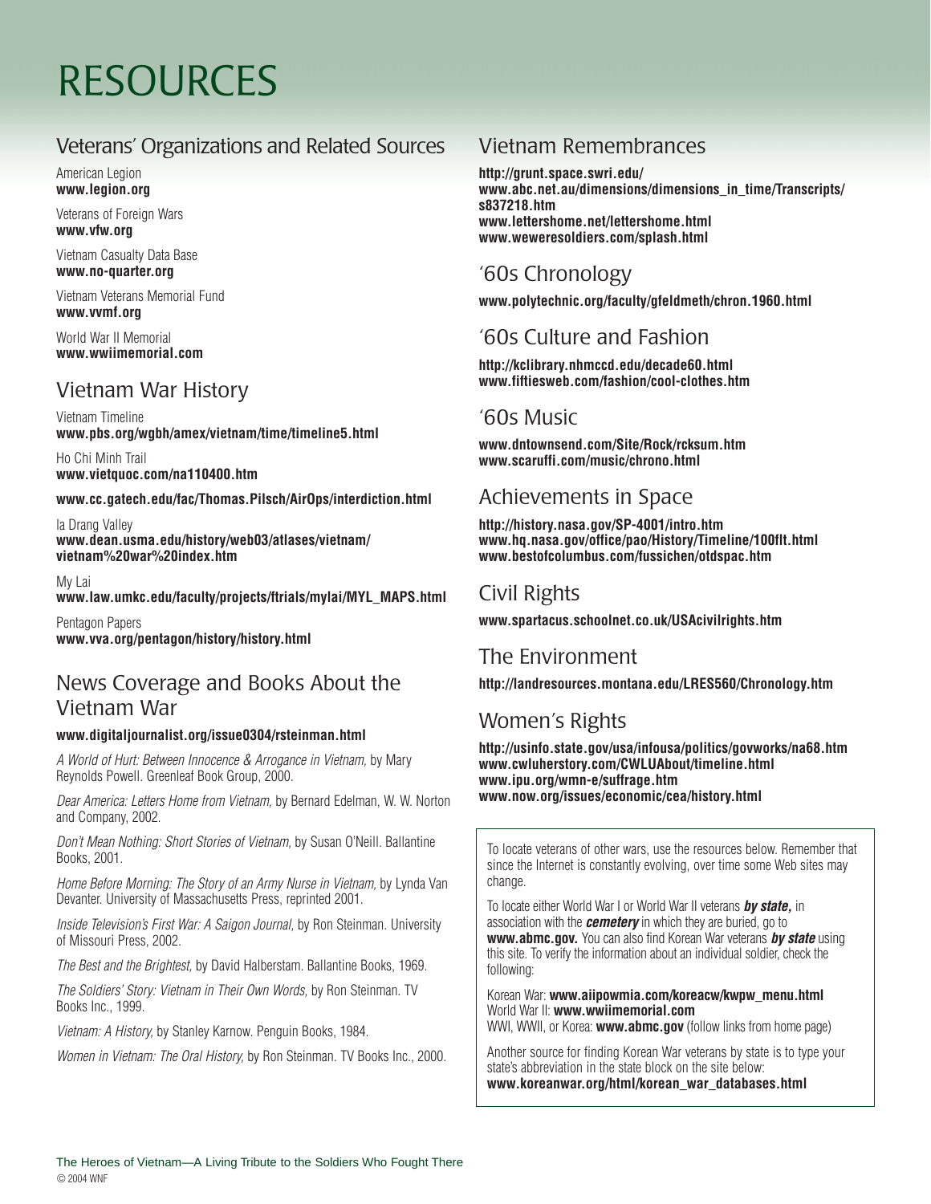# RESOURCES

## Veterans' Organizations and Related Sources

American Legion
**www.legion.org**

Veterans of Foreign Wars
**www.vfw.org**

Vietnam Casualty Data Base
**www.no-quarter.org**

Vietnam Veterans Memorial Fund
**www.vvmf.org**

World War II Memorial
**www.wwiimemorial.com**

## Vietnam War History

Vietnam Timeline
**www.pbs.org/wgbh/amex/vietnam/time/timeline5.html**

Ho Chi Minh Trail
**www.vietquoc.com/na110400.htm**

**www.cc.gatech.edu/fac/Thomas.Pilsch/AirOps/interdiction.html**

Ia Drang Valley
**www.dean.usma.edu/history/web03/atlases/vietnam/vietnam%20war%20index.htm**

My Lai
**www.law.umkc.edu/faculty/projects/ftrials/mylai/MYL_MAPS.html**

Pentagon Papers
**www.vva.org/pentagon/history/history.html**

## News Coverage and Books About the Vietnam War

**www.digitaljournalist.org/issue0304/rsteinman.html**

*A World of Hurt: Between Innocence & Arrogance in Vietnam,* by Mary Reynolds Powell. Greenleaf Book Group, 2000.

*Dear America: Letters Home from Vietnam,* by Bernard Edelman, W. W. Norton and Company, 2002.

*Don't Mean Nothing: Short Stories of Vietnam,* by Susan O'Neill. Ballantine Books, 2001.

*Home Before Morning: The Story of an Army Nurse in Vietnam,* by Lynda Van Devanter. University of Massachusetts Press, reprinted 2001.

*Inside Television's First War: A Saigon Journal*, by Ron Steinman. University of Missouri Press, 2002.

*The Best and the Brightest,* by David Halberstam. Ballantine Books, 1969.

*The Soldiers' Story: Vietnam in Their Own Words,* by Ron Steinman. TV Books Inc., 1999.

*Vietnam: A History,* by Stanley Karnow. Penguin Books, 1984.

*Women in Vietnam: The Oral History,* by Ron Steinman. TV Books Inc., 2000.

## Vietnam Remembrances

**http://grunt.space.swri.edu/**
**www.abc.net.au/dimensions/dimensions_in_time/Transcripts/s837218.htm**
**www.lettershome.net/lettershome.html**
**www.weweresoldiers.com/splash.html**

## '60s Chronology

**www.polytechnic.org/faculty/gfeldmeth/chron.1960.html**

## '60s Culture and Fashion

**http://kclibrary.nhmccd.edu/decade60.html**
**www.fiftiesweb.com/fashion/cool-clothes.htm**

## '60s Music

**www.dntownsend.com/Site/Rock/rcksum.htm**
**www.scaruffi.com/music/chrono.html**

## Achievements in Space

**http://history.nasa.gov/SP-4001/intro.htm**
**www.hq.nasa.gov/office/pao/History/Timeline/100flt.html**
**www.bestofcolumbus.com/fussichen/otdspac.htm**

## Civil Rights

**www.spartacus.schoolnet.co.uk/USAcivilrights.htm**

## The Environment

**http://landresources.montana.edu/LRES560/Chronology.htm**

## Women's Rights

**http://usinfo.state.gov/usa/infousa/politics/govworks/na68.htm**
**www.cwluherstory.com/CWLUAbout/timeline.html**
**www.ipu.org/wmn-e/suffrage.htm**
**www.now.org/issues/economic/cea/history.html**

To locate veterans of other wars, use the resources below. Remember that since the Internet is constantly evolving, over time some Web sites may change.

To locate either World War I or World War II veterans ***by state,*** in association with the ***cemetery*** in which they are buried, go to **www.abmc.gov.** You can also find Korean War veterans ***by state*** using this site. To verify the information about an individual soldier, check the following:

Korean War: **www.aiipowmia.com/koreacw/kwpw_menu.html**
World War II: **www.wwiimemorial.com**
WWI, WWII, or Korea: **www.abmc.gov** (follow links from home page)

Another source for finding Korean War veterans by state is to type your state's abbreviation in the state block on the site below:
**www.koreanwar.org/html/korean_war_databases.html**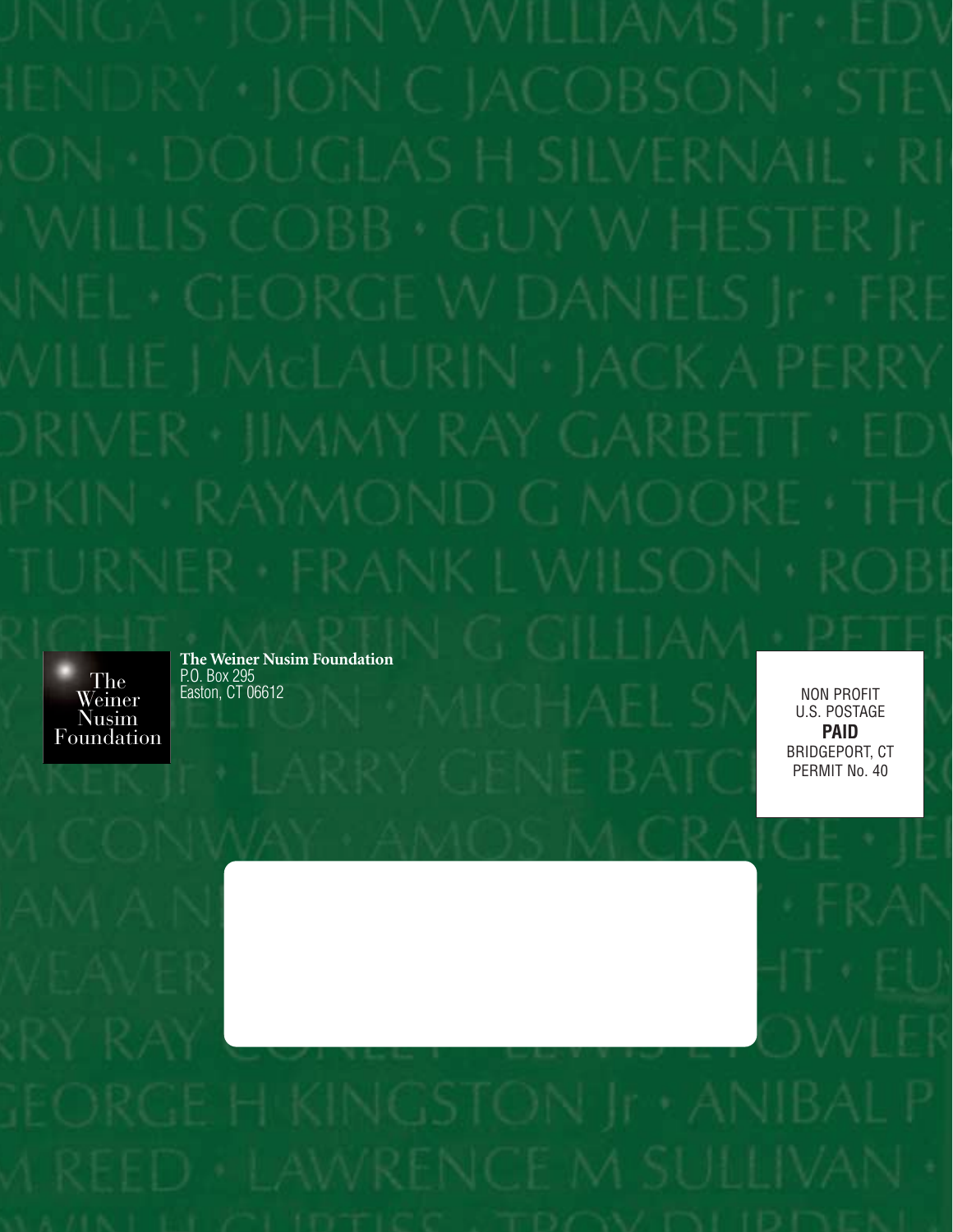**The Weiner Nusim Foundation**
P.O. Box 295
Easton, CT 06612

NON PROFIT
U.S. POSTAGE
**PAID**
BRIDGEPORT, CT
PERMIT No. 40